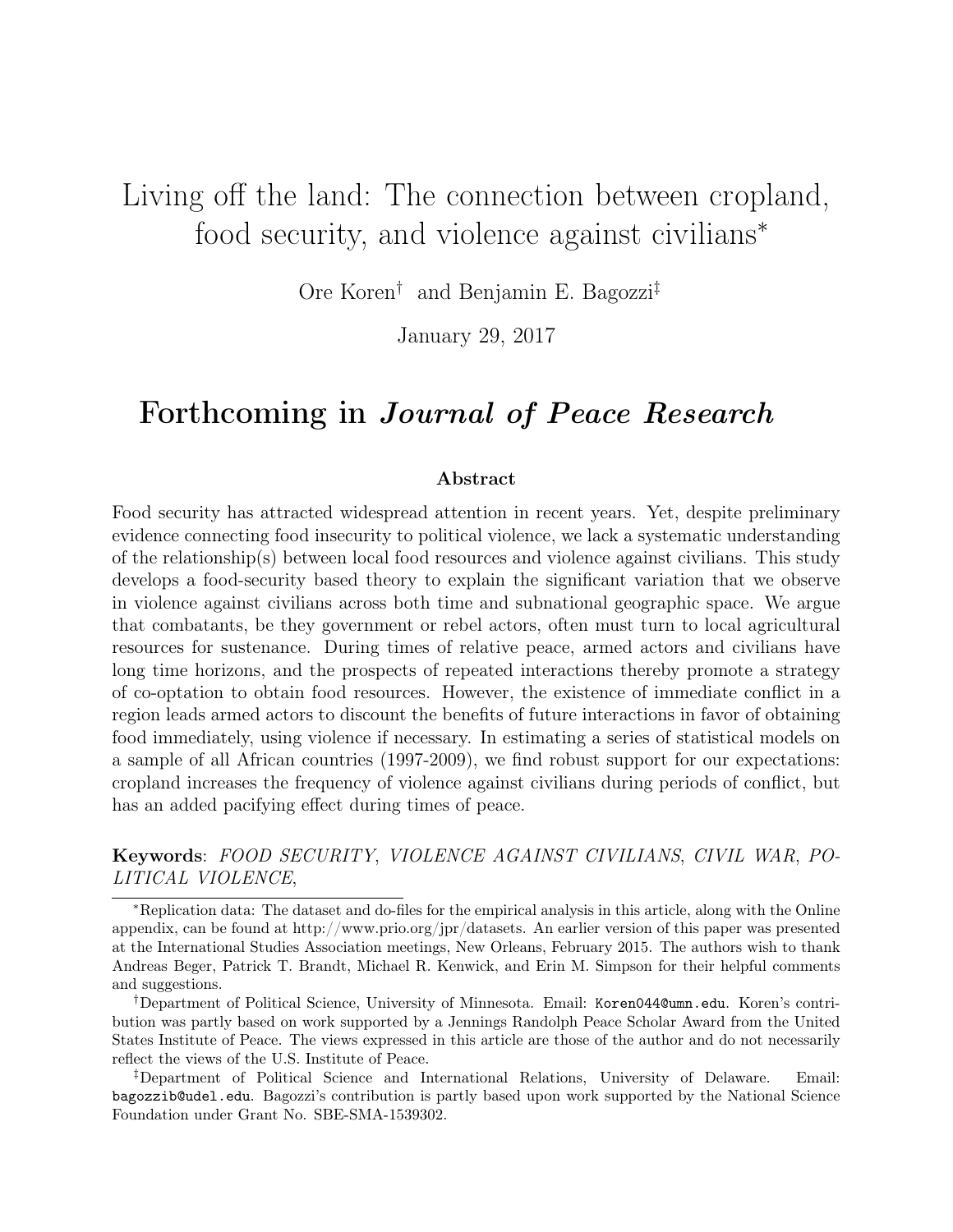# Living off the land: The connection between cropland, food security, and violence against civilians*

Ore Koren[†] and Benjamin E. Bagozzi[‡]

January 29, 2017

## Forthcoming in *Journal of Peace Research*

### Abstract

Food security has attracted widespread attention in recent years. Yet, despite preliminary evidence connecting food insecurity to political violence, we lack a systematic understanding of the relationship(s) between local food resources and violence against civilians. This study develops a food-security based theory to explain the significant variation that we observe in violence against civilians across both time and subnational geographic space. We argue that combatants, be they government or rebel actors, often must turn to local agricultural resources for sustenance. During times of relative peace, armed actors and civilians have long time horizons, and the prospects of repeated interactions thereby promote a strategy of co-optation to obtain food resources. However, the existence of immediate conflict in a region leads armed actors to discount the benefits of future interactions in favor of obtaining food immediately, using violence if necessary. In estimating a series of statistical models on a sample of all African countries (1997-2009), we find robust support for our expectations: cropland increases the frequency of violence against civilians during periods of conflict, but has an added pacifying effect during times of peace.

**Keywords**: *FOOD SECURITY*, *VIOLENCE AGAINST CIVILIANS*, *CIVIL WAR*, *POLITICAL VIOLENCE*,

---

*Replication data: The dataset and do-files for the empirical analysis in this article, along with the Online appendix, can be found at http://www.prio.org/jpr/datasets. An earlier version of this paper was presented at the International Studies Association meetings, New Orleans, February 2015. The authors wish to thank Andreas Beger, Patrick T. Brandt, Michael R. Kenwick, and Erin M. Simpson for their helpful comments and suggestions.

[†]Department of Political Science, University of Minnesota. Email: Koren044@umn.edu. Koren's contribution was partly based on work supported by a Jennings Randolph Peace Scholar Award from the United States Institute of Peace. The views expressed in this article are those of the author and do not necessarily reflect the views of the U.S. Institute of Peace.

[‡]Department of Political Science and International Relations, University of Delaware. Email: bagozzib@udel.edu. Bagozzi's contribution is partly based upon work supported by the National Science Foundation under Grant No. SBE-SMA-1539302.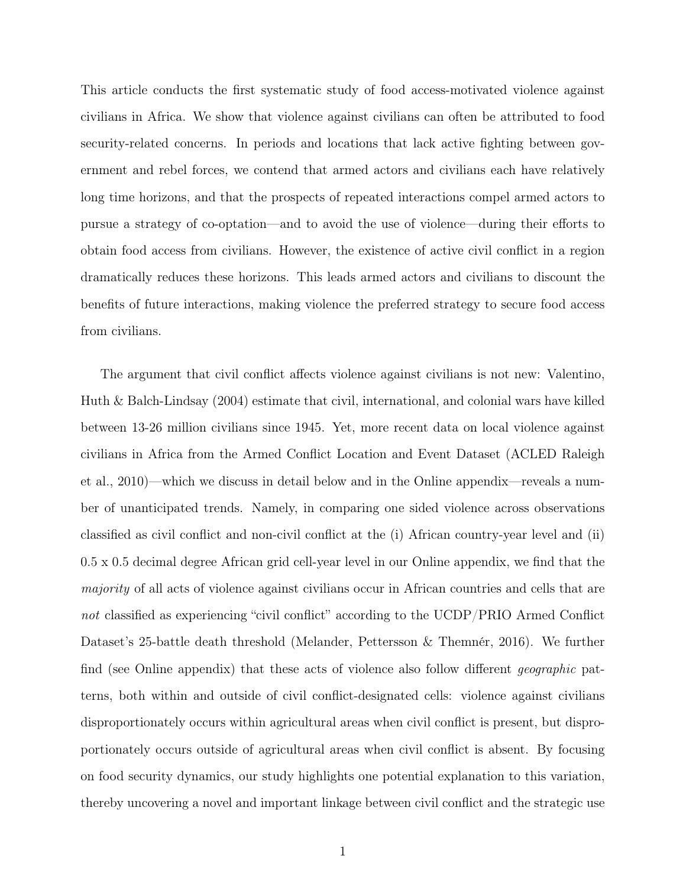This article conducts the first systematic study of food access-motivated violence against civilians in Africa. We show that violence against civilians can often be attributed to food security-related concerns. In periods and locations that lack active fighting between government and rebel forces, we contend that armed actors and civilians each have relatively long time horizons, and that the prospects of repeated interactions compel armed actors to pursue a strategy of co-optation—and to avoid the use of violence—during their efforts to obtain food access from civilians. However, the existence of active civil conflict in a region dramatically reduces these horizons. This leads armed actors and civilians to discount the benefits of future interactions, making violence the preferred strategy to secure food access from civilians.

The argument that civil conflict affects violence against civilians is not new: Valentino, Huth & Balch-Lindsay (2004) estimate that civil, international, and colonial wars have killed between 13-26 million civilians since 1945. Yet, more recent data on local violence against civilians in Africa from the Armed Conflict Location and Event Dataset (ACLED Raleigh et al., 2010)—which we discuss in detail below and in the Online appendix—reveals a number of unanticipated trends. Namely, in comparing one sided violence across observations classified as civil conflict and non-civil conflict at the (i) African country-year level and (ii) 0.5 x 0.5 decimal degree African grid cell-year level in our Online appendix, we find that the *majority* of all acts of violence against civilians occur in African countries and cells that are *not* classified as experiencing "civil conflict" according to the UCDP/PRIO Armed Conflict Dataset's 25-battle death threshold (Melander, Pettersson & Themnér, 2016). We further find (see Online appendix) that these acts of violence also follow different *geographic* patterns, both within and outside of civil conflict-designated cells: violence against civilians disproportionately occurs within agricultural areas when civil conflict is present, but disproportionately occurs outside of agricultural areas when civil conflict is absent. By focusing on food security dynamics, our study highlights one potential explanation to this variation, thereby uncovering a novel and important linkage between civil conflict and the strategic use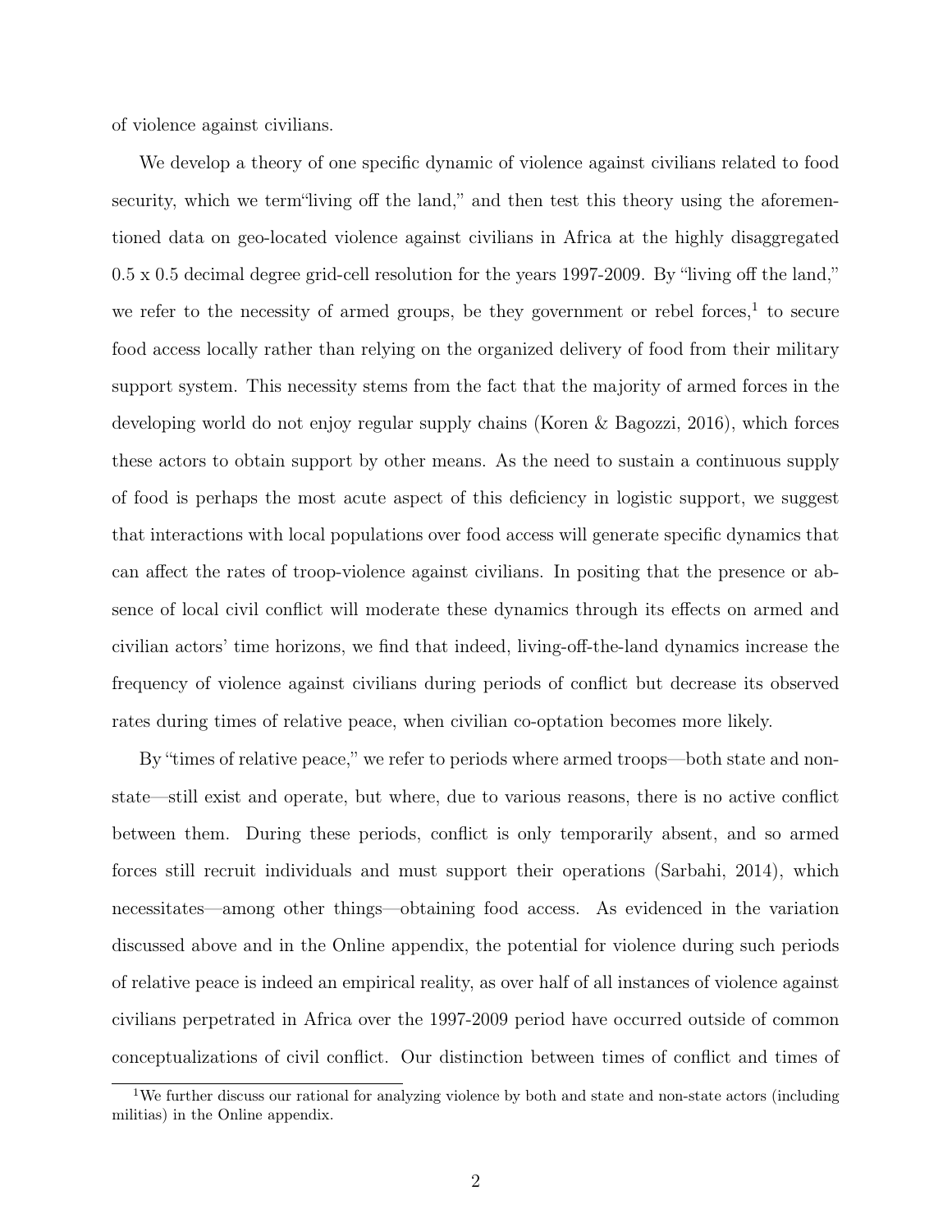of violence against civilians.

We develop a theory of one specific dynamic of violence against civilians related to food security, which we term"living off the land," and then test this theory using the aforementioned data on geo-located violence against civilians in Africa at the highly disaggregated 0.5 x 0.5 decimal degree grid-cell resolution for the years 1997-2009. By "living off the land," we refer to the necessity of armed groups, be they government or rebel forces,[1] to secure food access locally rather than relying on the organized delivery of food from their military support system. This necessity stems from the fact that the majority of armed forces in the developing world do not enjoy regular supply chains (Koren & Bagozzi, 2016), which forces these actors to obtain support by other means. As the need to sustain a continuous supply of food is perhaps the most acute aspect of this deficiency in logistic support, we suggest that interactions with local populations over food access will generate specific dynamics that can affect the rates of troop-violence against civilians. In positing that the presence or absence of local civil conflict will moderate these dynamics through its effects on armed and civilian actors' time horizons, we find that indeed, living-off-the-land dynamics increase the frequency of violence against civilians during periods of conflict but decrease its observed rates during times of relative peace, when civilian co-optation becomes more likely.

By "times of relative peace," we refer to periods where armed troops—both state and non-state—still exist and operate, but where, due to various reasons, there is no active conflict between them. During these periods, conflict is only temporarily absent, and so armed forces still recruit individuals and must support their operations (Sarbahi, 2014), which necessitates—among other things—obtaining food access. As evidenced in the variation discussed above and in the Online appendix, the potential for violence during such periods of relative peace is indeed an empirical reality, as over half of all instances of violence against civilians perpetrated in Africa over the 1997-2009 period have occurred outside of common conceptualizations of civil conflict. Our distinction between times of conflict and times of

[1] We further discuss our rational for analyzing violence by both and state and non-state actors (including militias) in the Online appendix.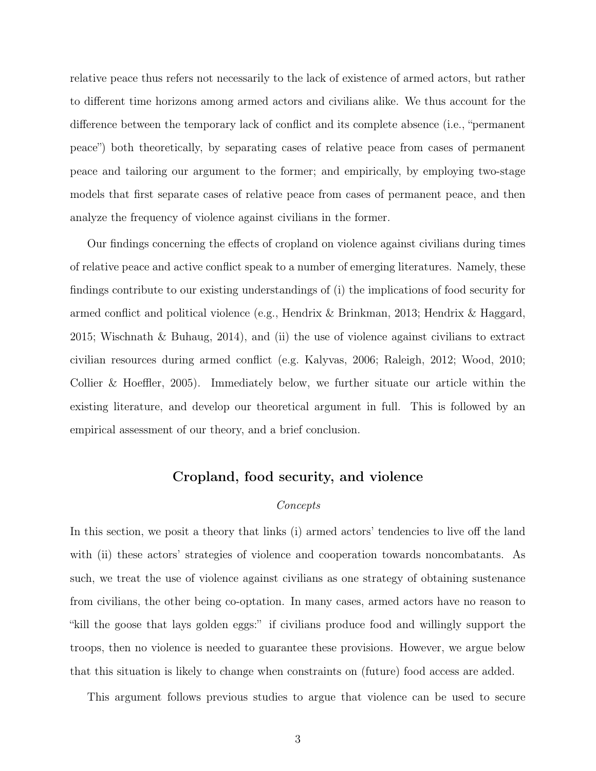relative peace thus refers not necessarily to the lack of existence of armed actors, but rather to different time horizons among armed actors and civilians alike. We thus account for the difference between the temporary lack of conflict and its complete absence (i.e., "permanent peace") both theoretically, by separating cases of relative peace from cases of permanent peace and tailoring our argument to the former; and empirically, by employing two-stage models that first separate cases of relative peace from cases of permanent peace, and then analyze the frequency of violence against civilians in the former.

Our findings concerning the effects of cropland on violence against civilians during times of relative peace and active conflict speak to a number of emerging literatures. Namely, these findings contribute to our existing understandings of (i) the implications of food security for armed conflict and political violence (e.g., Hendrix & Brinkman, 2013; Hendrix & Haggard, 2015; Wischnath & Buhaug, 2014), and (ii) the use of violence against civilians to extract civilian resources during armed conflict (e.g. Kalyvas, 2006; Raleigh, 2012; Wood, 2010; Collier & Hoeffler, 2005). Immediately below, we further situate our article within the existing literature, and develop our theoretical argument in full. This is followed by an empirical assessment of our theory, and a brief conclusion.

## Cropland, food security, and violence

### *Concepts*

In this section, we posit a theory that links (i) armed actors' tendencies to live off the land with (ii) these actors' strategies of violence and cooperation towards noncombatants. As such, we treat the use of violence against civilians as one strategy of obtaining sustenance from civilians, the other being co-optation. In many cases, armed actors have no reason to "kill the goose that lays golden eggs:" if civilians produce food and willingly support the troops, then no violence is needed to guarantee these provisions. However, we argue below that this situation is likely to change when constraints on (future) food access are added.

This argument follows previous studies to argue that violence can be used to secure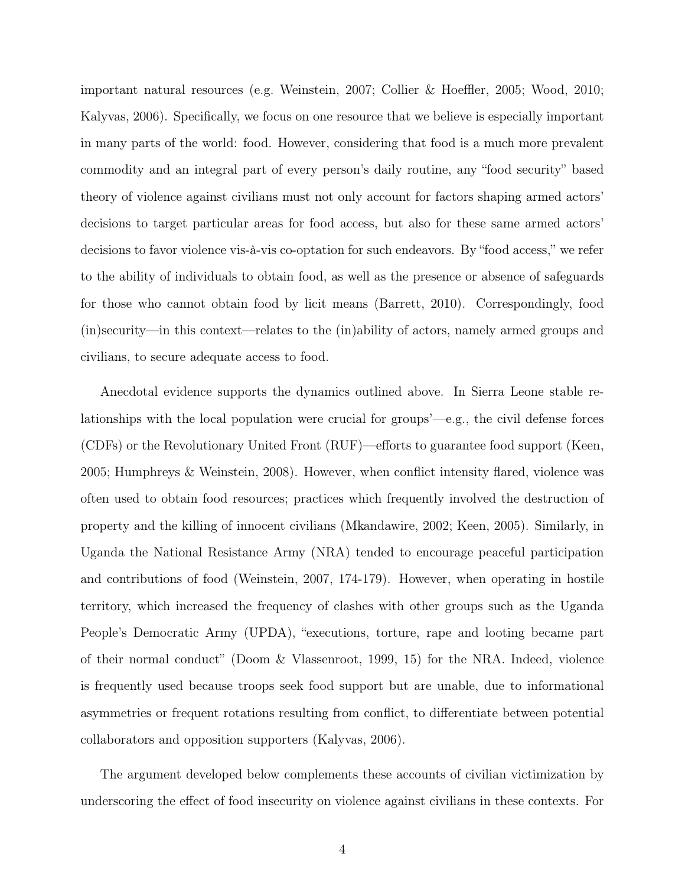important natural resources (e.g. Weinstein, 2007; Collier & Hoeffler, 2005; Wood, 2010; Kalyvas, 2006). Specifically, we focus on one resource that we believe is especially important in many parts of the world: food. However, considering that food is a much more prevalent commodity and an integral part of every person's daily routine, any "food security" based theory of violence against civilians must not only account for factors shaping armed actors' decisions to target particular areas for food access, but also for these same armed actors' decisions to favor violence vis-à-vis co-optation for such endeavors. By "food access," we refer to the ability of individuals to obtain food, as well as the presence or absence of safeguards for those who cannot obtain food by licit means (Barrett, 2010). Correspondingly, food (in)security—in this context—relates to the (in)ability of actors, namely armed groups and civilians, to secure adequate access to food.

Anecdotal evidence supports the dynamics outlined above. In Sierra Leone stable relationships with the local population were crucial for groups'—e.g., the civil defense forces (CDFs) or the Revolutionary United Front (RUF)—efforts to guarantee food support (Keen, 2005; Humphreys & Weinstein, 2008). However, when conflict intensity flared, violence was often used to obtain food resources; practices which frequently involved the destruction of property and the killing of innocent civilians (Mkandawire, 2002; Keen, 2005). Similarly, in Uganda the National Resistance Army (NRA) tended to encourage peaceful participation and contributions of food (Weinstein, 2007, 174-179). However, when operating in hostile territory, which increased the frequency of clashes with other groups such as the Uganda People's Democratic Army (UPDA), "executions, torture, rape and looting became part of their normal conduct" (Doom & Vlassenroot, 1999, 15) for the NRA. Indeed, violence is frequently used because troops seek food support but are unable, due to informational asymmetries or frequent rotations resulting from conflict, to differentiate between potential collaborators and opposition supporters (Kalyvas, 2006).

The argument developed below complements these accounts of civilian victimization by underscoring the effect of food insecurity on violence against civilians in these contexts. For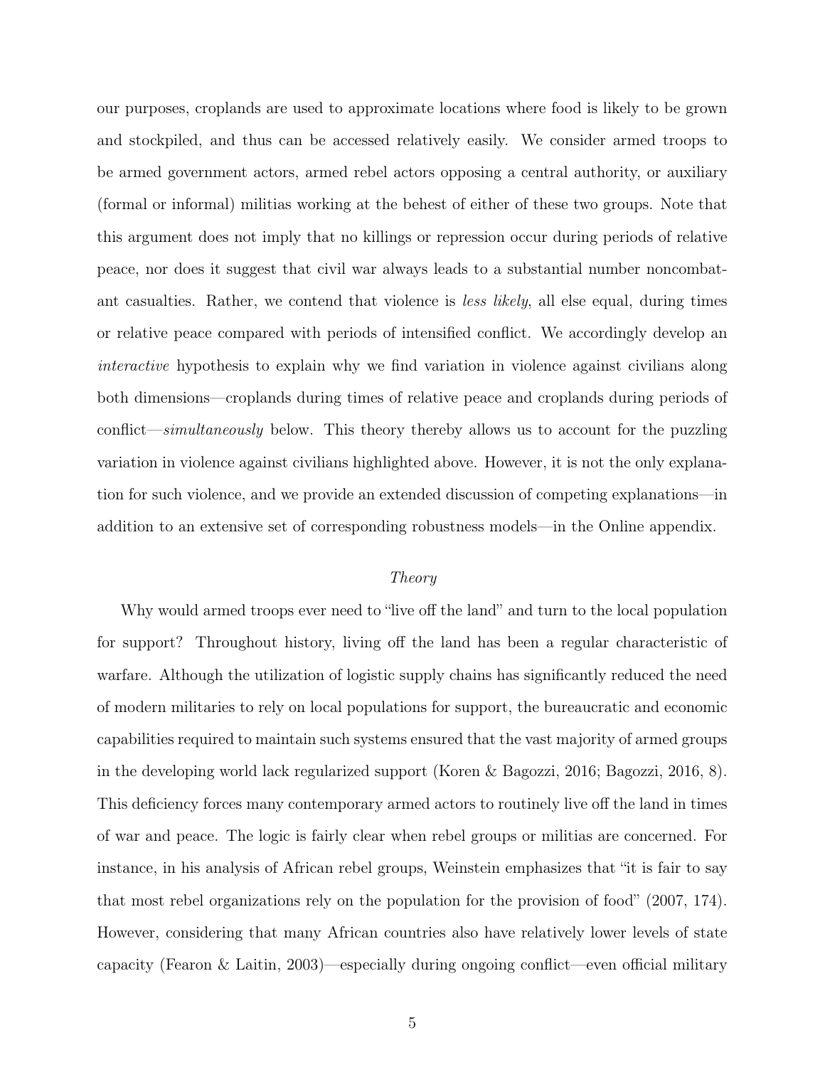our purposes, croplands are used to approximate locations where food is likely to be grown and stockpiled, and thus can be accessed relatively easily. We consider armed troops to be armed government actors, armed rebel actors opposing a central authority, or auxiliary (formal or informal) militias working at the behest of either of these two groups. Note that this argument does not imply that no killings or repression occur during periods of relative peace, nor does it suggest that civil war always leads to a substantial number noncombatant casualties. Rather, we contend that violence is *less likely*, all else equal, during times or relative peace compared with periods of intensified conflict. We accordingly develop an *interactive* hypothesis to explain why we find variation in violence against civilians along both dimensions—croplands during times of relative peace and croplands during periods of conflict—*simultaneously* below. This theory thereby allows us to account for the puzzling variation in violence against civilians highlighted above. However, it is not the only explanation for such violence, and we provide an extended discussion of competing explanations—in addition to an extensive set of corresponding robustness models—in the Online appendix.

## *Theory*

Why would armed troops ever need to "live off the land" and turn to the local population for support? Throughout history, living off the land has been a regular characteristic of warfare. Although the utilization of logistic supply chains has significantly reduced the need of modern militaries to rely on local populations for support, the bureaucratic and economic capabilities required to maintain such systems ensured that the vast majority of armed groups in the developing world lack regularized support (Koren & Bagozzi, 2016; Bagozzi, 2016, 8). This deficiency forces many contemporary armed actors to routinely live off the land in times of war and peace. The logic is fairly clear when rebel groups or militias are concerned. For instance, in his analysis of African rebel groups, Weinstein emphasizes that "it is fair to say that most rebel organizations rely on the population for the provision of food" (2007, 174). However, considering that many African countries also have relatively lower levels of state capacity (Fearon & Laitin, 2003)—especially during ongoing conflict—even official military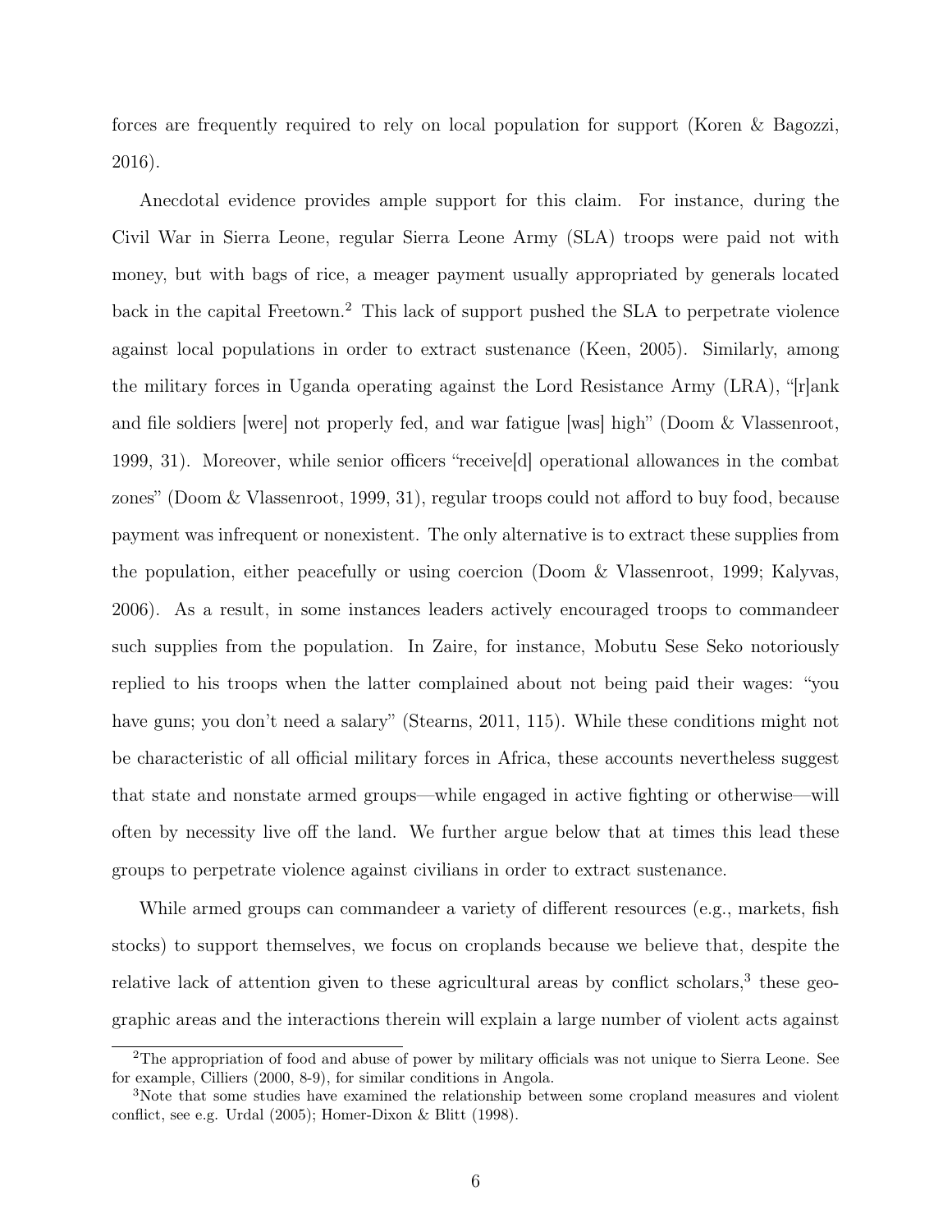forces are frequently required to rely on local population for support (Koren & Bagozzi, 2016).

Anecdotal evidence provides ample support for this claim. For instance, during the Civil War in Sierra Leone, regular Sierra Leone Army (SLA) troops were paid not with money, but with bags of rice, a meager payment usually appropriated by generals located back in the capital Freetown.[2] This lack of support pushed the SLA to perpetrate violence against local populations in order to extract sustenance (Keen, 2005). Similarly, among the military forces in Uganda operating against the Lord Resistance Army (LRA), "[r]ank and file soldiers [were] not properly fed, and war fatigue [was] high" (Doom & Vlassenroot, 1999, 31). Moreover, while senior officers "receive[d] operational allowances in the combat zones" (Doom & Vlassenroot, 1999, 31), regular troops could not afford to buy food, because payment was infrequent or nonexistent. The only alternative is to extract these supplies from the population, either peacefully or using coercion (Doom & Vlassenroot, 1999; Kalyvas, 2006). As a result, in some instances leaders actively encouraged troops to commandeer such supplies from the population. In Zaire, for instance, Mobutu Sese Seko notoriously replied to his troops when the latter complained about not being paid their wages: "you have guns; you don't need a salary" (Stearns, 2011, 115). While these conditions might not be characteristic of all official military forces in Africa, these accounts nevertheless suggest that state and nonstate armed groups—while engaged in active fighting or otherwise—will often by necessity live off the land. We further argue below that at times this lead these groups to perpetrate violence against civilians in order to extract sustenance.

While armed groups can commandeer a variety of different resources (e.g., markets, fish stocks) to support themselves, we focus on croplands because we believe that, despite the relative lack of attention given to these agricultural areas by conflict scholars,[3] these geographic areas and the interactions therein will explain a large number of violent acts against

---

[2] The appropriation of food and abuse of power by military officials was not unique to Sierra Leone. See for example, Cilliers (2000, 8-9), for similar conditions in Angola.

[3] Note that some studies have examined the relationship between some cropland measures and violent conflict, see e.g. Urdal (2005); Homer-Dixon & Blitt (1998).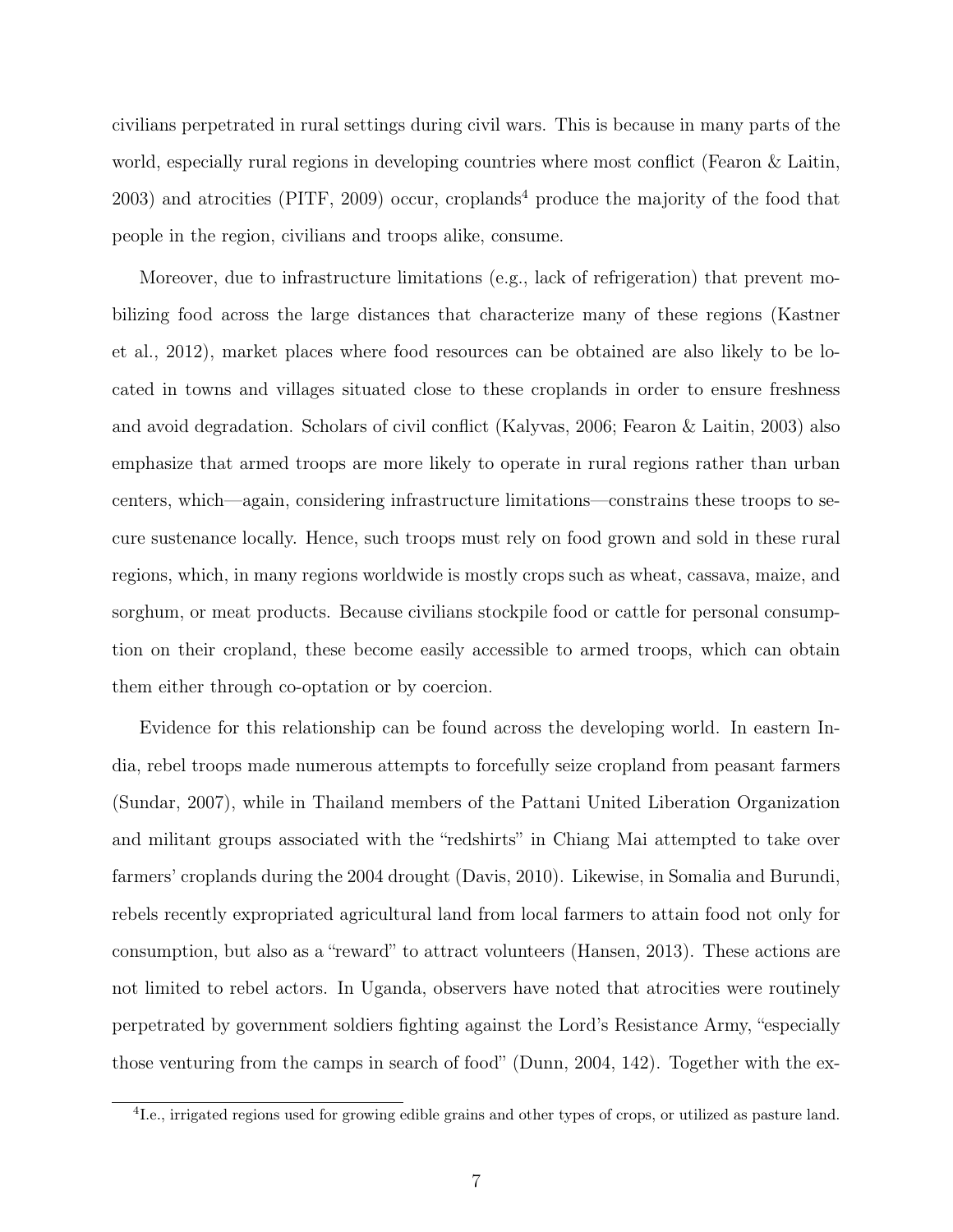civilians perpetrated in rural settings during civil wars. This is because in many parts of the world, especially rural regions in developing countries where most conflict (Fearon & Laitin, 2003) and atrocities (PITF, 2009) occur, croplands[4] produce the majority of the food that people in the region, civilians and troops alike, consume.

Moreover, due to infrastructure limitations (e.g., lack of refrigeration) that prevent mobilizing food across the large distances that characterize many of these regions (Kastner et al., 2012), market places where food resources can be obtained are also likely to be located in towns and villages situated close to these croplands in order to ensure freshness and avoid degradation. Scholars of civil conflict (Kalyvas, 2006; Fearon & Laitin, 2003) also emphasize that armed troops are more likely to operate in rural regions rather than urban centers, which—again, considering infrastructure limitations—constrains these troops to secure sustenance locally. Hence, such troops must rely on food grown and sold in these rural regions, which, in many regions worldwide is mostly crops such as wheat, cassava, maize, and sorghum, or meat products. Because civilians stockpile food or cattle for personal consumption on their cropland, these become easily accessible to armed troops, which can obtain them either through co-optation or by coercion.

Evidence for this relationship can be found across the developing world. In eastern India, rebel troops made numerous attempts to forcefully seize cropland from peasant farmers (Sundar, 2007), while in Thailand members of the Pattani United Liberation Organization and militant groups associated with the "redshirts" in Chiang Mai attempted to take over farmers' croplands during the 2004 drought (Davis, 2010). Likewise, in Somalia and Burundi, rebels recently expropriated agricultural land from local farmers to attain food not only for consumption, but also as a "reward" to attract volunteers (Hansen, 2013). These actions are not limited to rebel actors. In Uganda, observers have noted that atrocities were routinely perpetrated by government soldiers fighting against the Lord's Resistance Army, "especially those venturing from the camps in search of food" (Dunn, 2004, 142). Together with the ex-

[4] I.e., irrigated regions used for growing edible grains and other types of crops, or utilized as pasture land.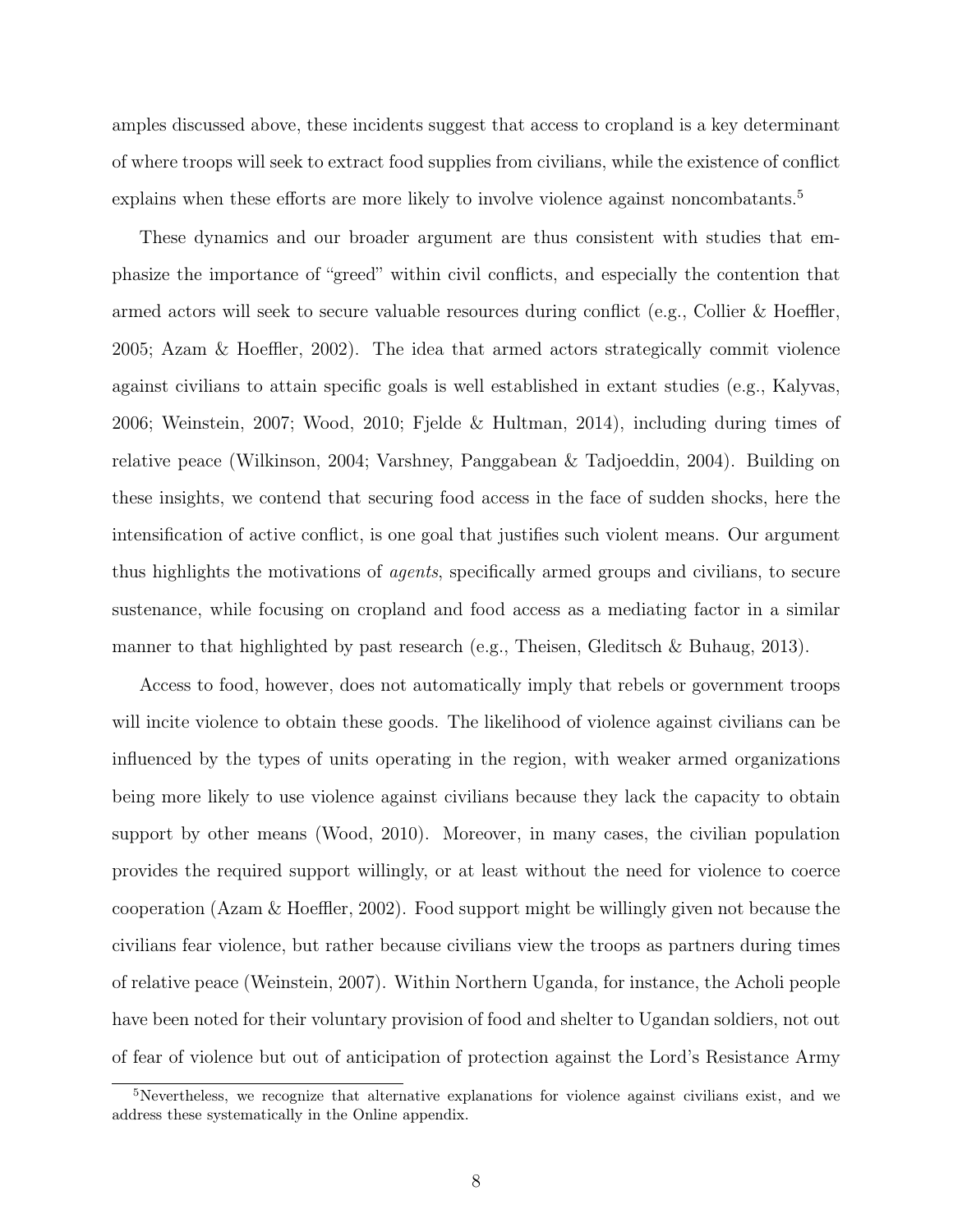amples discussed above, these incidents suggest that access to cropland is a key determinant of where troops will seek to extract food supplies from civilians, while the existence of conflict explains when these efforts are more likely to involve violence against noncombatants.[5]

These dynamics and our broader argument are thus consistent with studies that emphasize the importance of "greed" within civil conflicts, and especially the contention that armed actors will seek to secure valuable resources during conflict (e.g., Collier & Hoeffler, 2005; Azam & Hoeffler, 2002). The idea that armed actors strategically commit violence against civilians to attain specific goals is well established in extant studies (e.g., Kalyvas, 2006; Weinstein, 2007; Wood, 2010; Fjelde & Hultman, 2014), including during times of relative peace (Wilkinson, 2004; Varshney, Panggabean & Tadjoeddin, 2004). Building on these insights, we contend that securing food access in the face of sudden shocks, here the intensification of active conflict, is one goal that justifies such violent means. Our argument thus highlights the motivations of *agents*, specifically armed groups and civilians, to secure sustenance, while focusing on cropland and food access as a mediating factor in a similar manner to that highlighted by past research (e.g., Theisen, Gleditsch & Buhaug, 2013).

Access to food, however, does not automatically imply that rebels or government troops will incite violence to obtain these goods. The likelihood of violence against civilians can be influenced by the types of units operating in the region, with weaker armed organizations being more likely to use violence against civilians because they lack the capacity to obtain support by other means (Wood, 2010). Moreover, in many cases, the civilian population provides the required support willingly, or at least without the need for violence to coerce cooperation (Azam & Hoeffler, 2002). Food support might be willingly given not because the civilians fear violence, but rather because civilians view the troops as partners during times of relative peace (Weinstein, 2007). Within Northern Uganda, for instance, the Acholi people have been noted for their voluntary provision of food and shelter to Ugandan soldiers, not out of fear of violence but out of anticipation of protection against the Lord's Resistance Army

[5] Nevertheless, we recognize that alternative explanations for violence against civilians exist, and we address these systematically in the Online appendix.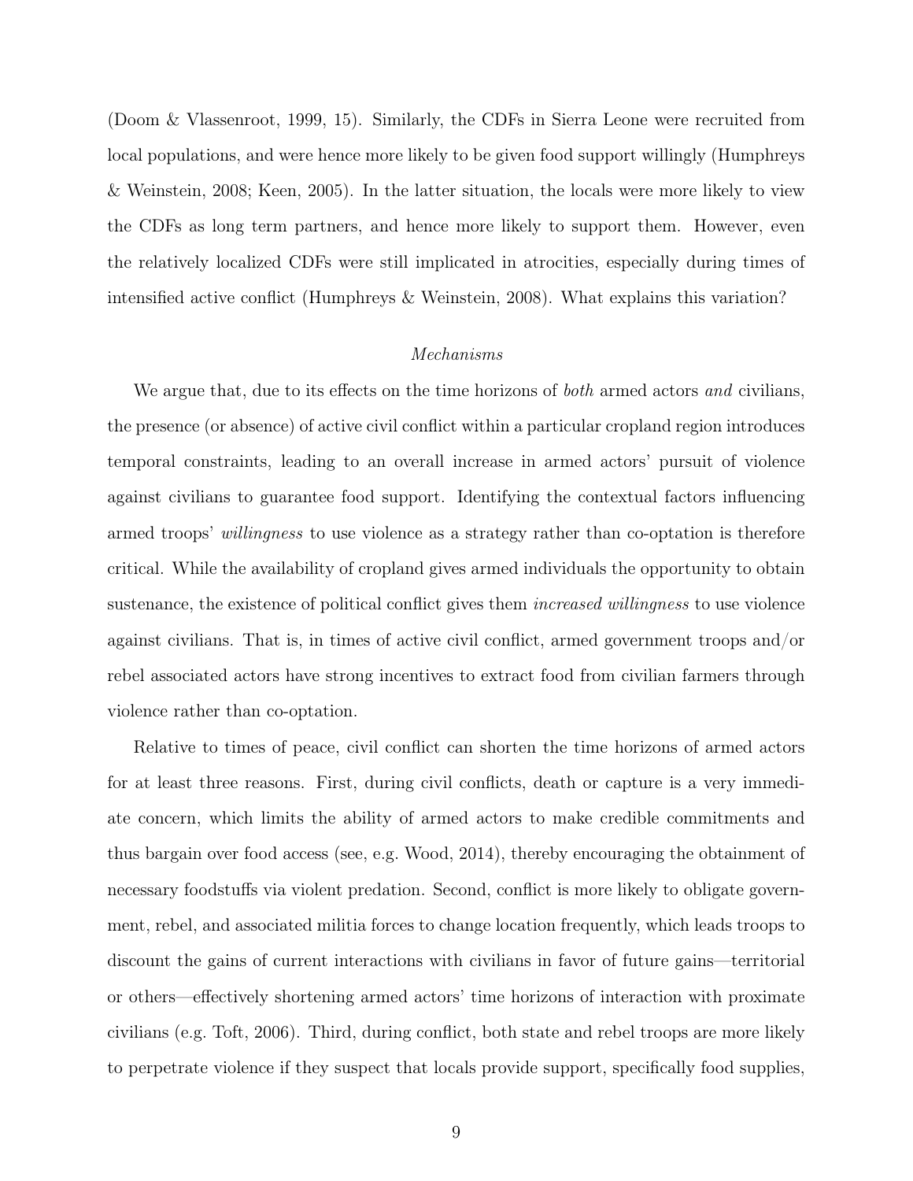(Doom & Vlassenroot, 1999, 15). Similarly, the CDFs in Sierra Leone were recruited from local populations, and were hence more likely to be given food support willingly (Humphreys & Weinstein, 2008; Keen, 2005). In the latter situation, the locals were more likely to view the CDFs as long term partners, and hence more likely to support them. However, even the relatively localized CDFs were still implicated in atrocities, especially during times of intensified active conflict (Humphreys & Weinstein, 2008). What explains this variation?

*Mechanisms*

We argue that, due to its effects on the time horizons of *both* armed actors *and* civilians, the presence (or absence) of active civil conflict within a particular cropland region introduces temporal constraints, leading to an overall increase in armed actors' pursuit of violence against civilians to guarantee food support. Identifying the contextual factors influencing armed troops' *willingness* to use violence as a strategy rather than co-optation is therefore critical. While the availability of cropland gives armed individuals the opportunity to obtain sustenance, the existence of political conflict gives them *increased willingness* to use violence against civilians. That is, in times of active civil conflict, armed government troops and/or rebel associated actors have strong incentives to extract food from civilian farmers through violence rather than co-optation.

Relative to times of peace, civil conflict can shorten the time horizons of armed actors for at least three reasons. First, during civil conflicts, death or capture is a very immediate concern, which limits the ability of armed actors to make credible commitments and thus bargain over food access (see, e.g. Wood, 2014), thereby encouraging the obtainment of necessary foodstuffs via violent predation. Second, conflict is more likely to obligate government, rebel, and associated militia forces to change location frequently, which leads troops to discount the gains of current interactions with civilians in favor of future gains—territorial or others—effectively shortening armed actors' time horizons of interaction with proximate civilians (e.g. Toft, 2006). Third, during conflict, both state and rebel troops are more likely to perpetrate violence if they suspect that locals provide support, specifically food supplies,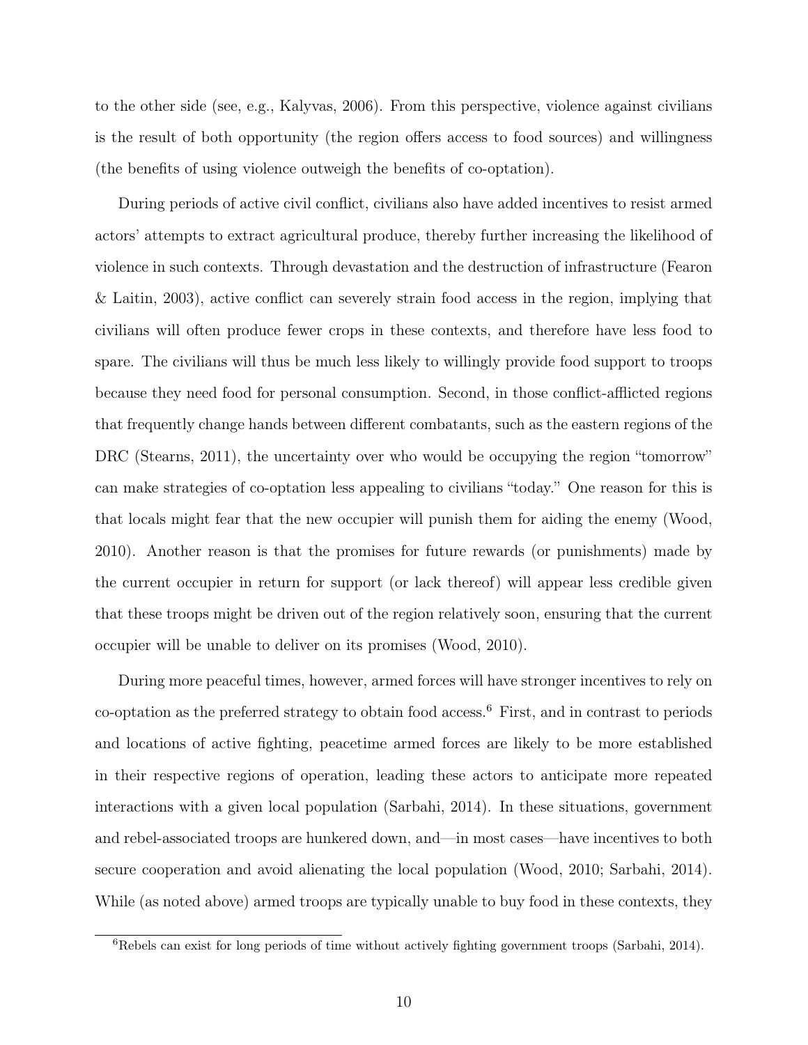to the other side (see, e.g., Kalyvas, 2006). From this perspective, violence against civilians is the result of both opportunity (the region offers access to food sources) and willingness (the benefits of using violence outweigh the benefits of co-optation).

During periods of active civil conflict, civilians also have added incentives to resist armed actors' attempts to extract agricultural produce, thereby further increasing the likelihood of violence in such contexts. Through devastation and the destruction of infrastructure (Fearon & Laitin, 2003), active conflict can severely strain food access in the region, implying that civilians will often produce fewer crops in these contexts, and therefore have less food to spare. The civilians will thus be much less likely to willingly provide food support to troops because they need food for personal consumption. Second, in those conflict-afflicted regions that frequently change hands between different combatants, such as the eastern regions of the DRC (Stearns, 2011), the uncertainty over who would be occupying the region "tomorrow" can make strategies of co-optation less appealing to civilians "today." One reason for this is that locals might fear that the new occupier will punish them for aiding the enemy (Wood, 2010). Another reason is that the promises for future rewards (or punishments) made by the current occupier in return for support (or lack thereof) will appear less credible given that these troops might be driven out of the region relatively soon, ensuring that the current occupier will be unable to deliver on its promises (Wood, 2010).

During more peaceful times, however, armed forces will have stronger incentives to rely on co-optation as the preferred strategy to obtain food access.[6] First, and in contrast to periods and locations of active fighting, peacetime armed forces are likely to be more established in their respective regions of operation, leading these actors to anticipate more repeated interactions with a given local population (Sarbahi, 2014). In these situations, government and rebel-associated troops are hunkered down, and—in most cases—have incentives to both secure cooperation and avoid alienating the local population (Wood, 2010; Sarbahi, 2014). While (as noted above) armed troops are typically unable to buy food in these contexts, they

[6]Rebels can exist for long periods of time without actively fighting government troops (Sarbahi, 2014).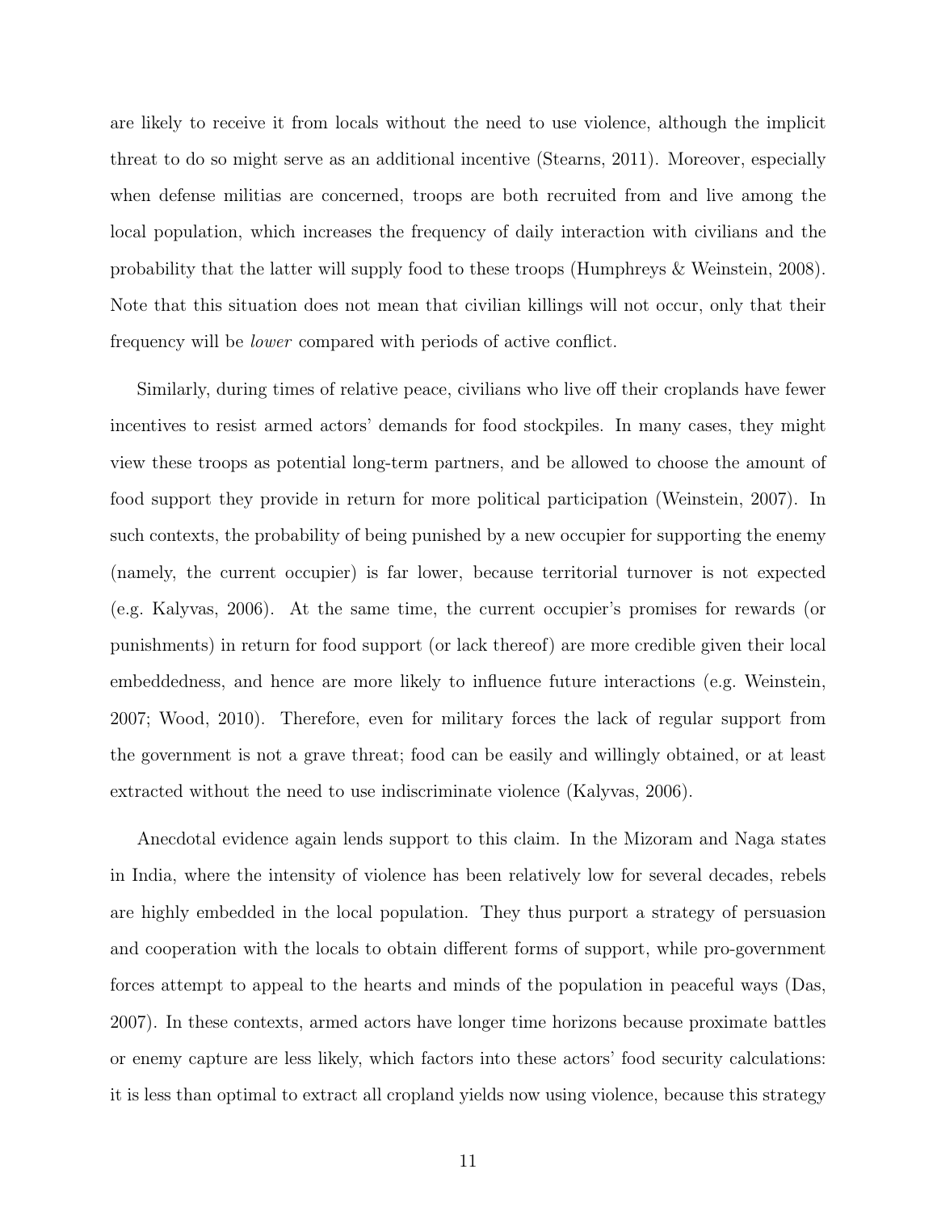are likely to receive it from locals without the need to use violence, although the implicit threat to do so might serve as an additional incentive (Stearns, 2011). Moreover, especially when defense militias are concerned, troops are both recruited from and live among the local population, which increases the frequency of daily interaction with civilians and the probability that the latter will supply food to these troops (Humphreys & Weinstein, 2008). Note that this situation does not mean that civilian killings will not occur, only that their frequency will be *lower* compared with periods of active conflict.

Similarly, during times of relative peace, civilians who live off their croplands have fewer incentives to resist armed actors' demands for food stockpiles. In many cases, they might view these troops as potential long-term partners, and be allowed to choose the amount of food support they provide in return for more political participation (Weinstein, 2007). In such contexts, the probability of being punished by a new occupier for supporting the enemy (namely, the current occupier) is far lower, because territorial turnover is not expected (e.g. Kalyvas, 2006). At the same time, the current occupier's promises for rewards (or punishments) in return for food support (or lack thereof) are more credible given their local embeddedness, and hence are more likely to influence future interactions (e.g. Weinstein, 2007; Wood, 2010). Therefore, even for military forces the lack of regular support from the government is not a grave threat; food can be easily and willingly obtained, or at least extracted without the need to use indiscriminate violence (Kalyvas, 2006).

Anecdotal evidence again lends support to this claim. In the Mizoram and Naga states in India, where the intensity of violence has been relatively low for several decades, rebels are highly embedded in the local population. They thus purport a strategy of persuasion and cooperation with the locals to obtain different forms of support, while pro-government forces attempt to appeal to the hearts and minds of the population in peaceful ways (Das, 2007). In these contexts, armed actors have longer time horizons because proximate battles or enemy capture are less likely, which factors into these actors' food security calculations: it is less than optimal to extract all cropland yields now using violence, because this strategy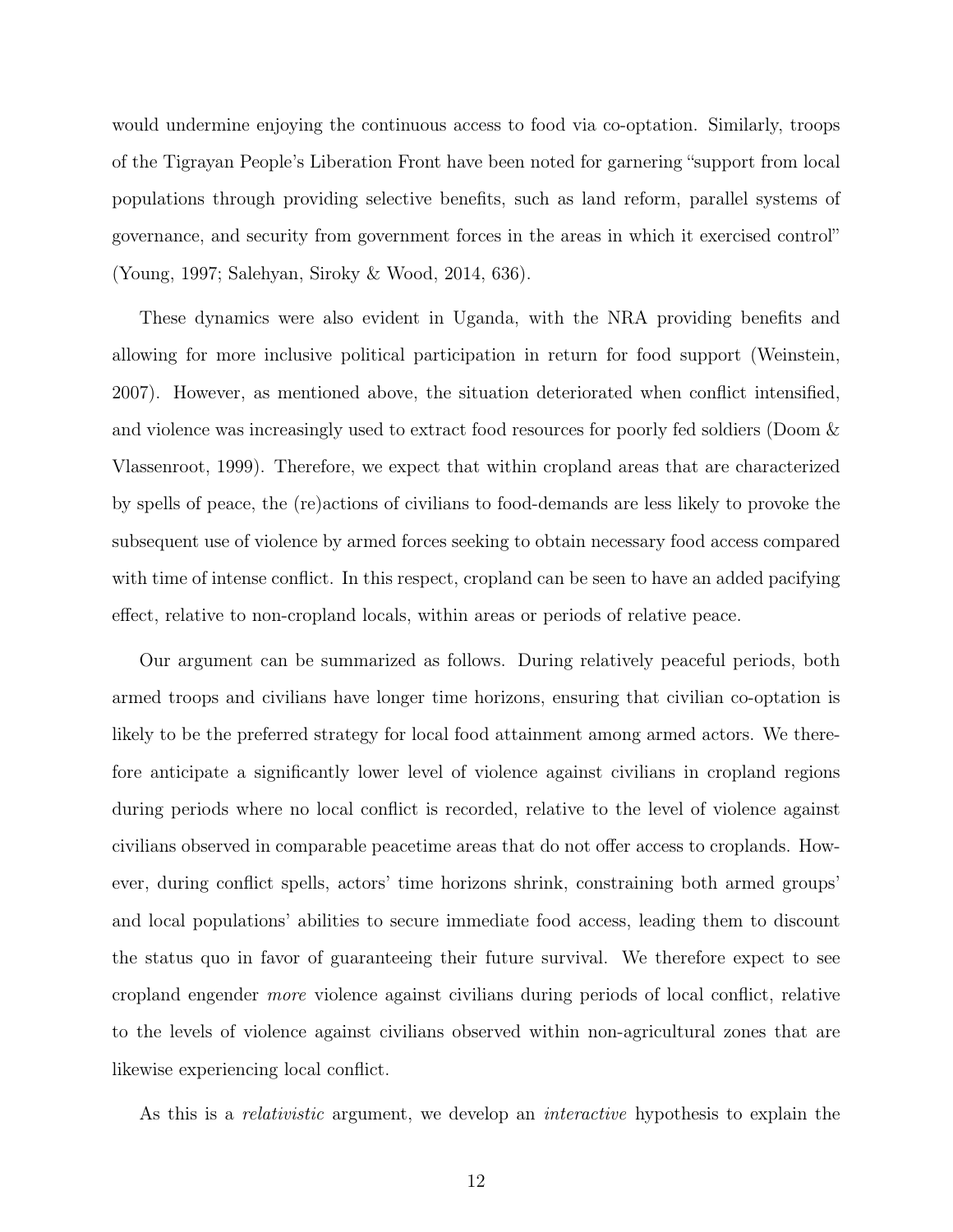would undermine enjoying the continuous access to food via co-optation. Similarly, troops of the Tigrayan People's Liberation Front have been noted for garnering "support from local populations through providing selective benefits, such as land reform, parallel systems of governance, and security from government forces in the areas in which it exercised control" (Young, 1997; Salehyan, Siroky & Wood, 2014, 636).

These dynamics were also evident in Uganda, with the NRA providing benefits and allowing for more inclusive political participation in return for food support (Weinstein, 2007). However, as mentioned above, the situation deteriorated when conflict intensified, and violence was increasingly used to extract food resources for poorly fed soldiers (Doom & Vlassenroot, 1999). Therefore, we expect that within cropland areas that are characterized by spells of peace, the (re)actions of civilians to food-demands are less likely to provoke the subsequent use of violence by armed forces seeking to obtain necessary food access compared with time of intense conflict. In this respect, cropland can be seen to have an added pacifying effect, relative to non-cropland locals, within areas or periods of relative peace.

Our argument can be summarized as follows. During relatively peaceful periods, both armed troops and civilians have longer time horizons, ensuring that civilian co-optation is likely to be the preferred strategy for local food attainment among armed actors. We therefore anticipate a significantly lower level of violence against civilians in cropland regions during periods where no local conflict is recorded, relative to the level of violence against civilians observed in comparable peacetime areas that do not offer access to croplands. However, during conflict spells, actors' time horizons shrink, constraining both armed groups' and local populations' abilities to secure immediate food access, leading them to discount the status quo in favor of guaranteeing their future survival. We therefore expect to see cropland engender *more* violence against civilians during periods of local conflict, relative to the levels of violence against civilians observed within non-agricultural zones that are likewise experiencing local conflict.

As this is a *relativistic* argument, we develop an *interactive* hypothesis to explain the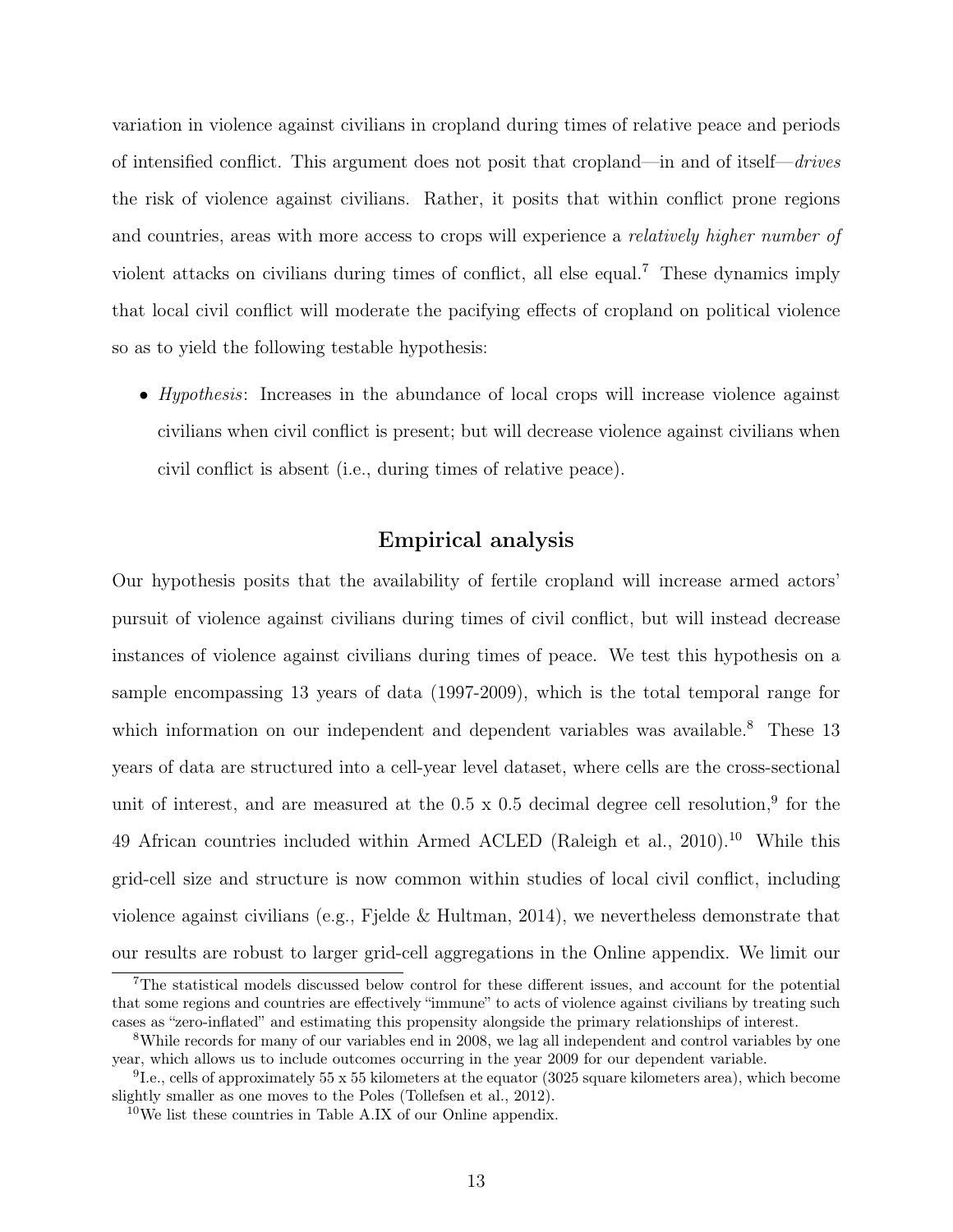variation in violence against civilians in cropland during times of relative peace and periods of intensified conflict. This argument does not posit that cropland—in and of itself—*drives* the risk of violence against civilians. Rather, it posits that within conflict prone regions and countries, areas with more access to crops will experience a *relatively higher number of* violent attacks on civilians during times of conflict, all else equal.[7] These dynamics imply that local civil conflict will moderate the pacifying effects of cropland on political violence so as to yield the following testable hypothesis:

- *Hypothesis*: Increases in the abundance of local crops will increase violence against civilians when civil conflict is present; but will decrease violence against civilians when civil conflict is absent (i.e., during times of relative peace).

## Empirical analysis

Our hypothesis posits that the availability of fertile cropland will increase armed actors' pursuit of violence against civilians during times of civil conflict, but will instead decrease instances of violence against civilians during times of peace. We test this hypothesis on a sample encompassing 13 years of data (1997-2009), which is the total temporal range for which information on our independent and dependent variables was available.[8] These 13 years of data are structured into a cell-year level dataset, where cells are the cross-sectional unit of interest, and are measured at the 0.5 x 0.5 decimal degree cell resolution,[9] for the 49 African countries included within Armed ACLED (Raleigh et al., 2010).[10] While this grid-cell size and structure is now common within studies of local civil conflict, including violence against civilians (e.g., Fjelde & Hultman, 2014), we nevertheless demonstrate that our results are robust to larger grid-cell aggregations in the Online appendix. We limit our

---

[7] The statistical models discussed below control for these different issues, and account for the potential that some regions and countries are effectively "immune" to acts of violence against civilians by treating such cases as "zero-inflated" and estimating this propensity alongside the primary relationships of interest.

[8] While records for many of our variables end in 2008, we lag all independent and control variables by one year, which allows us to include outcomes occurring in the year 2009 for our dependent variable.

[9] I.e., cells of approximately 55 x 55 kilometers at the equator (3025 square kilometers area), which become slightly smaller as one moves to the Poles (Tollefsen et al., 2012).

[10] We list these countries in Table A.IX of our Online appendix.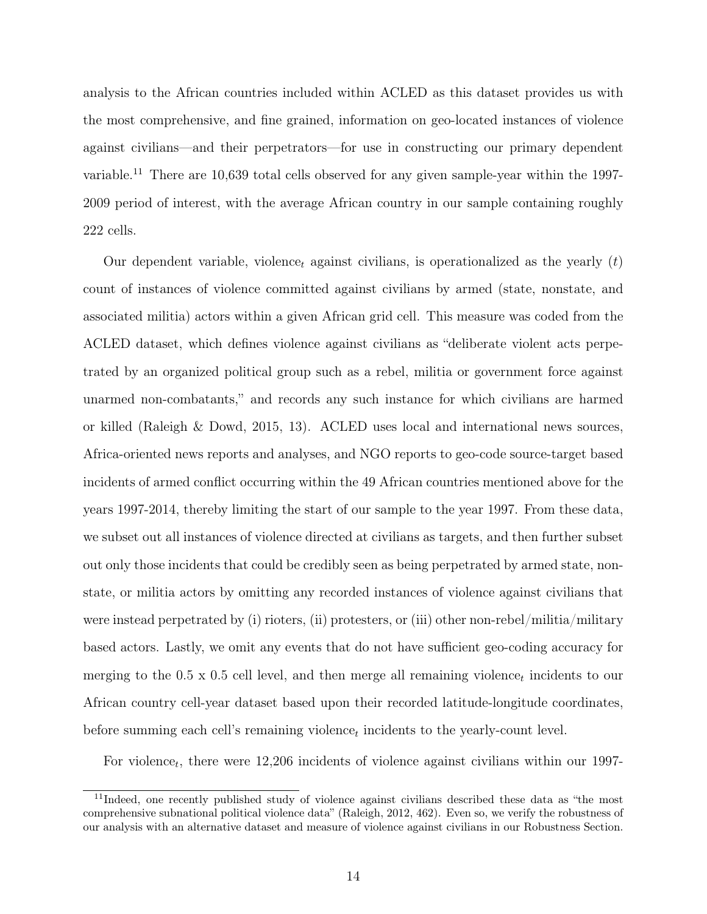analysis to the African countries included within ACLED as this dataset provides us with the most comprehensive, and fine grained, information on geo-located instances of violence against civilians—and their perpetrators—for use in constructing our primary dependent variable.[11] There are 10,639 total cells observed for any given sample-year within the 1997-2009 period of interest, with the average African country in our sample containing roughly 222 cells.

Our dependent variable, violence$_t$ against civilians, is operationalized as the yearly ($t$) count of instances of violence committed against civilians by armed (state, nonstate, and associated militia) actors within a given African grid cell. This measure was coded from the ACLED dataset, which defines violence against civilians as "deliberate violent acts perpetrated by an organized political group such as a rebel, militia or government force against unarmed non-combatants," and records any such instance for which civilians are harmed or killed (Raleigh & Dowd, 2015, 13). ACLED uses local and international news sources, Africa-oriented news reports and analyses, and NGO reports to geo-code source-target based incidents of armed conflict occurring within the 49 African countries mentioned above for the years 1997-2014, thereby limiting the start of our sample to the year 1997. From these data, we subset out all instances of violence directed at civilians as targets, and then further subset out only those incidents that could be credibly seen as being perpetrated by armed state, non-state, or militia actors by omitting any recorded instances of violence against civilians that were instead perpetrated by (i) rioters, (ii) protesters, or (iii) other non-rebel/militia/military based actors. Lastly, we omit any events that do not have sufficient geo-coding accuracy for merging to the 0.5 x 0.5 cell level, and then merge all remaining violence$_t$ incidents to our African country cell-year dataset based upon their recorded latitude-longitude coordinates, before summing each cell's remaining violence$_t$ incidents to the yearly-count level.

For violence$_t$, there were 12,206 incidents of violence against civilians within our 1997-

[11] Indeed, one recently published study of violence against civilians described these data as "the most comprehensive subnational political violence data" (Raleigh, 2012, 462). Even so, we verify the robustness of our analysis with an alternative dataset and measure of violence against civilians in our Robustness Section.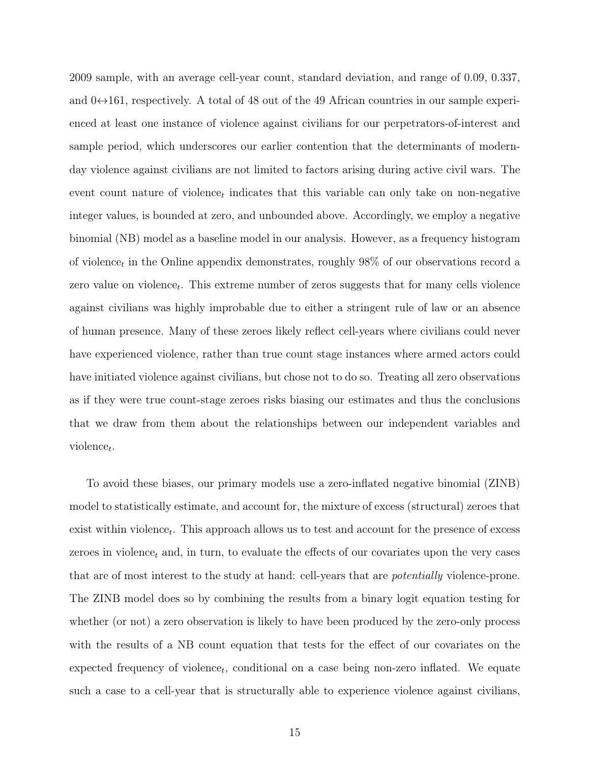2009 sample, with an average cell-year count, standard deviation, and range of 0.09, 0.337, and $0 \leftrightarrow 161$, respectively. A total of 48 out of the 49 African countries in our sample experienced at least one instance of violence against civilians for our perpetrators-of-interest and sample period, which underscores our earlier contention that the determinants of modern-day violence against civilians are not limited to factors arising during active civil wars. The event count nature of violence$_t$ indicates that this variable can only take on non-negative integer values, is bounded at zero, and unbounded above. Accordingly, we employ a negative binomial (NB) model as a baseline model in our analysis. However, as a frequency histogram of violence$_t$ in the Online appendix demonstrates, roughly 98% of our observations record a zero value on violence$_t$. This extreme number of zeros suggests that for many cells violence against civilians was highly improbable due to either a stringent rule of law or an absence of human presence. Many of these zeroes likely reflect cell-years where civilians could never have experienced violence, rather than true count stage instances where armed actors could have initiated violence against civilians, but chose not to do so. Treating all zero observations as if they were true count-stage zeroes risks biasing our estimates and thus the conclusions that we draw from them about the relationships between our independent variables and violence$_t$.

To avoid these biases, our primary models use a zero-inflated negative binomial (ZINB) model to statistically estimate, and account for, the mixture of excess (structural) zeroes that exist within violence$_t$. This approach allows us to test and account for the presence of excess zeroes in violence$_t$ and, in turn, to evaluate the effects of our covariates upon the very cases that are of most interest to the study at hand: cell-years that are *potentially* violence-prone. The ZINB model does so by combining the results from a binary logit equation testing for whether (or not) a zero observation is likely to have been produced by the zero-only process with the results of a NB count equation that tests for the effect of our covariates on the expected frequency of violence$_t$, conditional on a case being non-zero inflated. We equate such a case to a cell-year that is structurally able to experience violence against civilians,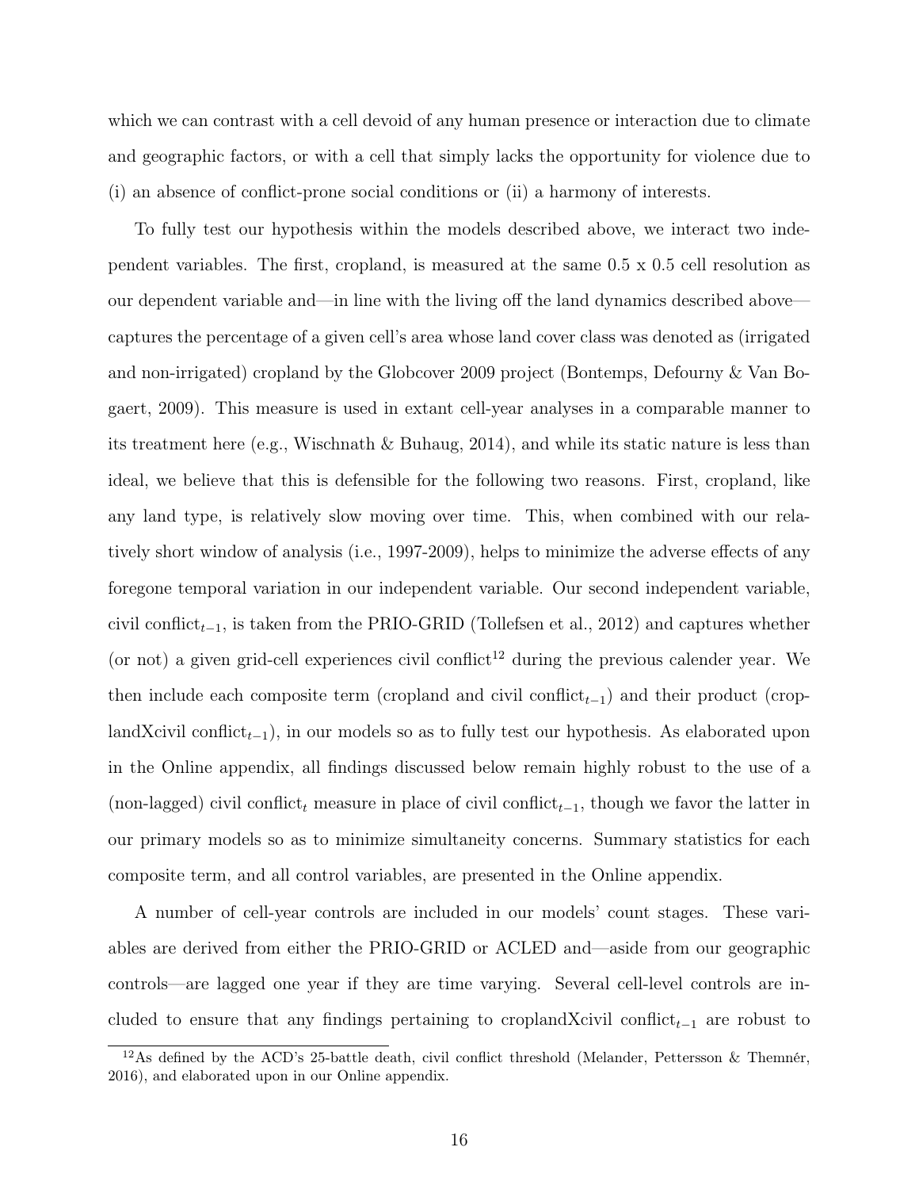which we can contrast with a cell devoid of any human presence or interaction due to climate and geographic factors, or with a cell that simply lacks the opportunity for violence due to (i) an absence of conflict-prone social conditions or (ii) a harmony of interests.

To fully test our hypothesis within the models described above, we interact two independent variables. The first, cropland, is measured at the same 0.5 x 0.5 cell resolution as our dependent variable and—in line with the living off the land dynamics described above—captures the percentage of a given cell's area whose land cover class was denoted as (irrigated and non-irrigated) cropland by the Globcover 2009 project (Bontemps, Defourny & Van Bogaert, 2009). This measure is used in extant cell-year analyses in a comparable manner to its treatment here (e.g., Wischnath & Buhaug, 2014), and while its static nature is less than ideal, we believe that this is defensible for the following two reasons. First, cropland, like any land type, is relatively slow moving over time. This, when combined with our relatively short window of analysis (i.e., 1997-2009), helps to minimize the adverse effects of any foregone temporal variation in our independent variable. Our second independent variable, civil conflict$_{t-1}$, is taken from the PRIO-GRID (Tollefsen et al., 2012) and captures whether (or not) a given grid-cell experiences civil conflict[12] during the previous calender year. We then include each composite term (cropland and civil conflict$_{t-1}$) and their product (croplandXcivil conflict$_{t-1}$), in our models so as to fully test our hypothesis. As elaborated upon in the Online appendix, all findings discussed below remain highly robust to the use of a (non-lagged) civil conflict$_t$ measure in place of civil conflict$_{t-1}$, though we favor the latter in our primary models so as to minimize simultaneity concerns. Summary statistics for each composite term, and all control variables, are presented in the Online appendix.

A number of cell-year controls are included in our models' count stages. These variables are derived from either the PRIO-GRID or ACLED and—aside from our geographic controls—are lagged one year if they are time varying. Several cell-level controls are included to ensure that any findings pertaining to croplandXcivil conflict$_{t-1}$ are robust to

[12] As defined by the ACD's 25-battle death, civil conflict threshold (Melander, Pettersson & Themnér, 2016), and elaborated upon in our Online appendix.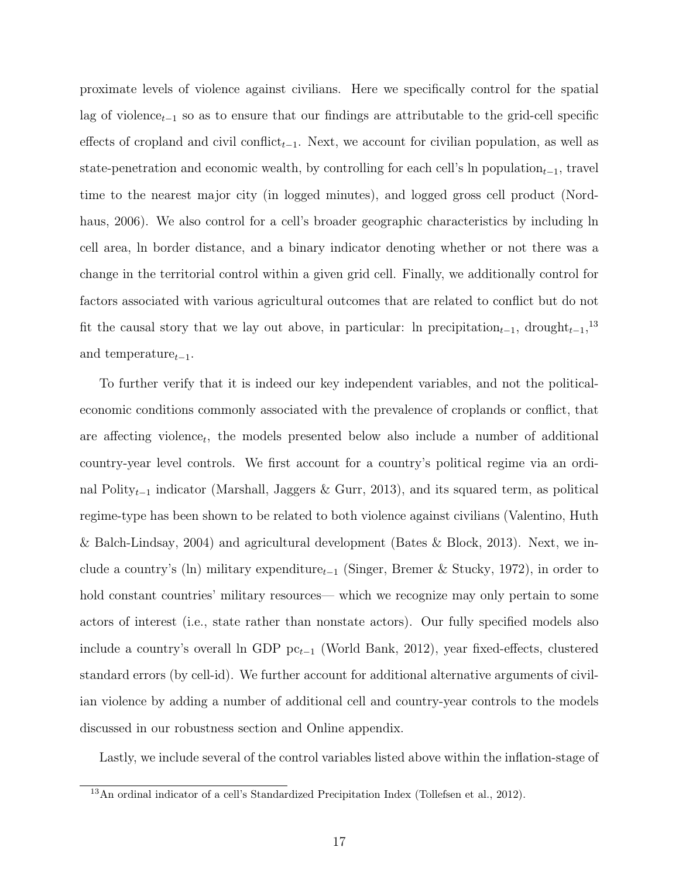proximate levels of violence against civilians. Here we specifically control for the spatial lag of violence$_{t-1}$ so as to ensure that our findings are attributable to the grid-cell specific effects of cropland and civil conflict$_{t-1}$. Next, we account for civilian population, as well as state-penetration and economic wealth, by controlling for each cell's ln population$_{t-1}$, travel time to the nearest major city (in logged minutes), and logged gross cell product (Nordhaus, 2006). We also control for a cell's broader geographic characteristics by including ln cell area, ln border distance, and a binary indicator denoting whether or not there was a change in the territorial control within a given grid cell. Finally, we additionally control for factors associated with various agricultural outcomes that are related to conflict but do not fit the causal story that we lay out above, in particular: ln precipitation$_{t-1}$, drought$_{t-1}$,[13] and temperature$_{t-1}$.

To further verify that it is indeed our key independent variables, and not the political-economic conditions commonly associated with the prevalence of croplands or conflict, that are affecting violence$_t$, the models presented below also include a number of additional country-year level controls. We first account for a country's political regime via an ordinal Polity$_{t-1}$ indicator (Marshall, Jaggers & Gurr, 2013), and its squared term, as political regime-type has been shown to be related to both violence against civilians (Valentino, Huth & Balch-Lindsay, 2004) and agricultural development (Bates & Block, 2013). Next, we include a country's (ln) military expenditure$_{t-1}$ (Singer, Bremer & Stucky, 1972), in order to hold constant countries' military resources— which we recognize may only pertain to some actors of interest (i.e., state rather than nonstate actors). Our fully specified models also include a country's overall ln GDP pc$_{t-1}$ (World Bank, 2012), year fixed-effects, clustered standard errors (by cell-id). We further account for additional alternative arguments of civilian violence by adding a number of additional cell and country-year controls to the models discussed in our robustness section and Online appendix.

Lastly, we include several of the control variables listed above within the inflation-stage of

[13] An ordinal indicator of a cell's Standardized Precipitation Index (Tollefsen et al., 2012).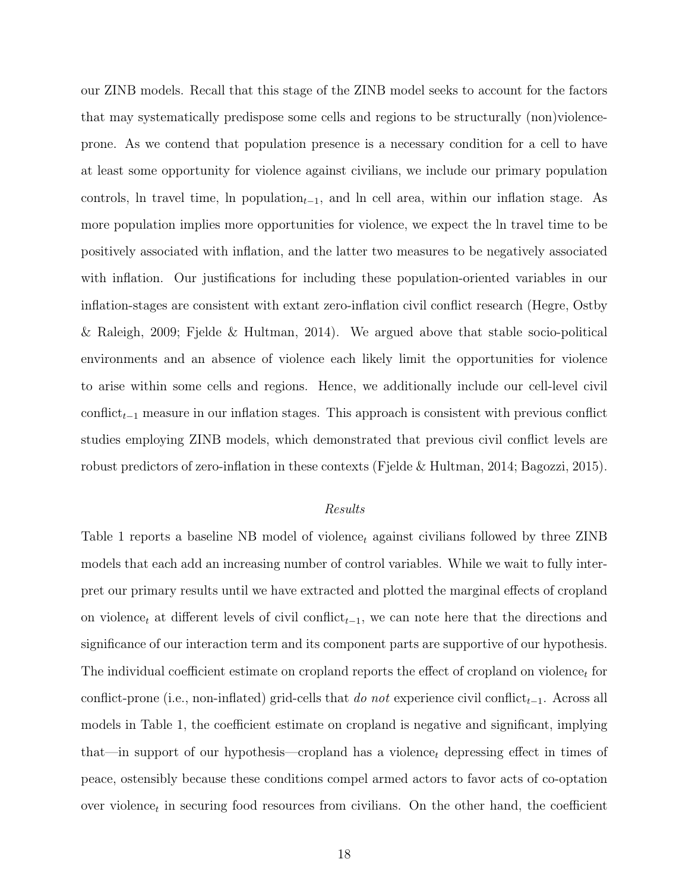our ZINB models. Recall that this stage of the ZINB model seeks to account for the factors that may systematically predispose some cells and regions to be structurally (non)violence-prone. As we contend that population presence is a necessary condition for a cell to have at least some opportunity for violence against civilians, we include our primary population controls, ln travel time, ln population$_{t-1}$, and ln cell area, within our inflation stage. As more population implies more opportunities for violence, we expect the ln travel time to be positively associated with inflation, and the latter two measures to be negatively associated with inflation. Our justifications for including these population-oriented variables in our inflation-stages are consistent with extant zero-inflation civil conflict research (Hegre, Ostby & Raleigh, 2009; Fjelde & Hultman, 2014). We argued above that stable socio-political environments and an absence of violence each likely limit the opportunities for violence to arise within some cells and regions. Hence, we additionally include our cell-level civil conflict$_{t-1}$ measure in our inflation stages. This approach is consistent with previous conflict studies employing ZINB models, which demonstrated that previous civil conflict levels are robust predictors of zero-inflation in these contexts (Fjelde & Hultman, 2014; Bagozzi, 2015).

*Results*

Table 1 reports a baseline NB model of violence$_t$ against civilians followed by three ZINB models that each add an increasing number of control variables. While we wait to fully interpret our primary results until we have extracted and plotted the marginal effects of cropland on violence$_t$ at different levels of civil conflict$_{t-1}$, we can note here that the directions and significance of our interaction term and its component parts are supportive of our hypothesis. The individual coefficient estimate on cropland reports the effect of cropland on violence$_t$ for conflict-prone (i.e., non-inflated) grid-cells that *do not* experience civil conflict$_{t-1}$. Across all models in Table 1, the coefficient estimate on cropland is negative and significant, implying that—in support of our hypothesis—cropland has a violence$_t$ depressing effect in times of peace, ostensibly because these conditions compel armed actors to favor acts of co-optation over violence$_t$ in securing food resources from civilians. On the other hand, the coefficient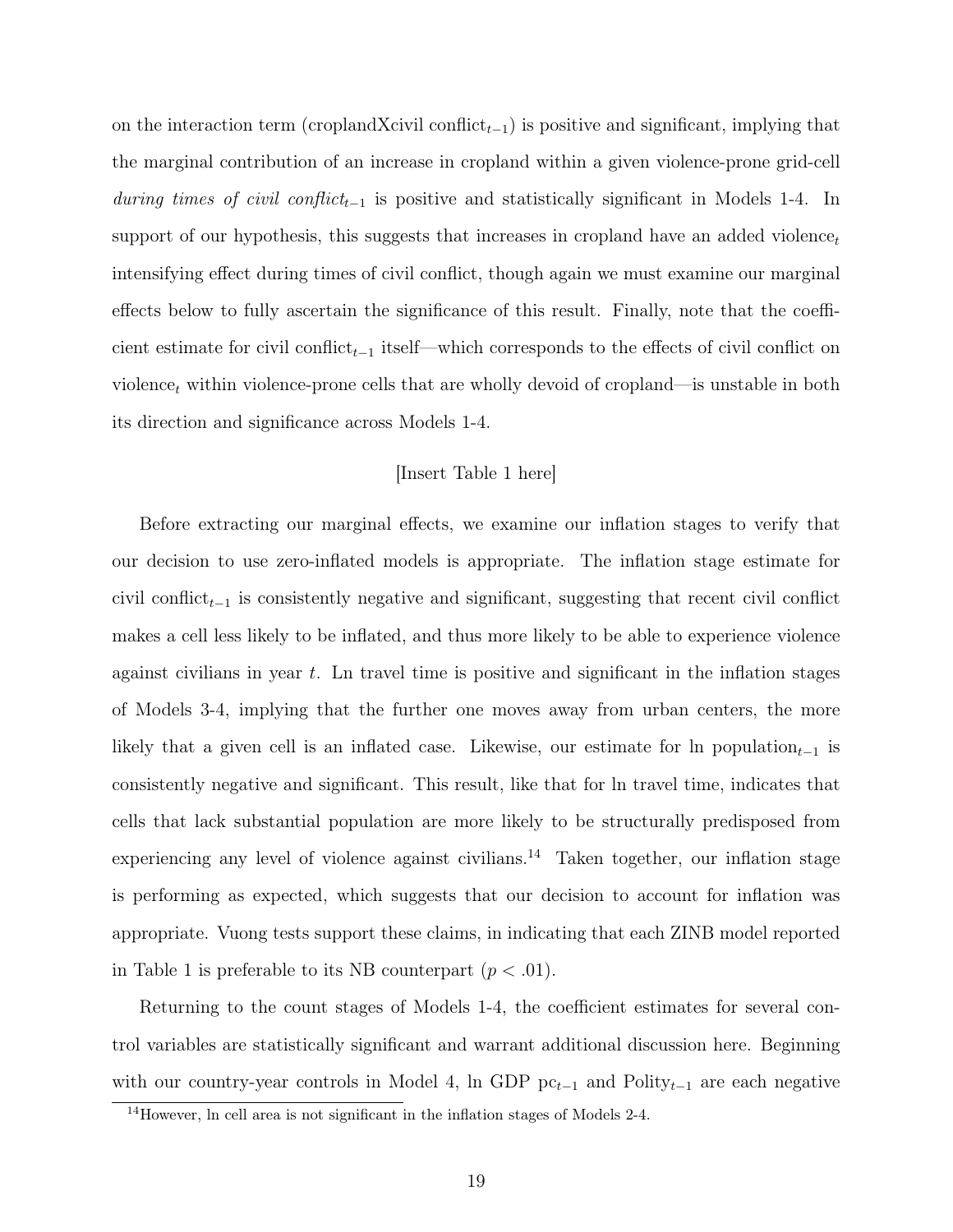on the interaction term (croplandXcivil conflict$_{t-1}$) is positive and significant, implying that the marginal contribution of an increase in cropland within a given violence-prone grid-cell *during times of civil conflict*$_{t-1}$ is positive and statistically significant in Models 1-4. In support of our hypothesis, this suggests that increases in cropland have an added violence$_t$ intensifying effect during times of civil conflict, though again we must examine our marginal effects below to fully ascertain the significance of this result. Finally, note that the coefficient estimate for civil conflict$_{t-1}$ itself—which corresponds to the effects of civil conflict on violence$_t$ within violence-prone cells that are wholly devoid of cropland—is unstable in both its direction and significance across Models 1-4.

[Insert Table 1 here]

Before extracting our marginal effects, we examine our inflation stages to verify that our decision to use zero-inflated models is appropriate. The inflation stage estimate for civil conflict$_{t-1}$ is consistently negative and significant, suggesting that recent civil conflict makes a cell less likely to be inflated, and thus more likely to be able to experience violence against civilians in year $t$. Ln travel time is positive and significant in the inflation stages of Models 3-4, implying that the further one moves away from urban centers, the more likely that a given cell is an inflated case. Likewise, our estimate for ln population$_{t-1}$ is consistently negative and significant. This result, like that for ln travel time, indicates that cells that lack substantial population are more likely to be structurally predisposed from experiencing any level of violence against civilians.[14] Taken together, our inflation stage is performing as expected, which suggests that our decision to account for inflation was appropriate. Vuong tests support these claims, in indicating that each ZINB model reported in Table 1 is preferable to its NB counterpart ($p < .01$).

Returning to the count stages of Models 1-4, the coefficient estimates for several control variables are statistically significant and warrant additional discussion here. Beginning with our country-year controls in Model 4, ln GDP pc$_{t-1}$ and Polity$_{t-1}$ are each negative

[14] However, ln cell area is not significant in the inflation stages of Models 2-4.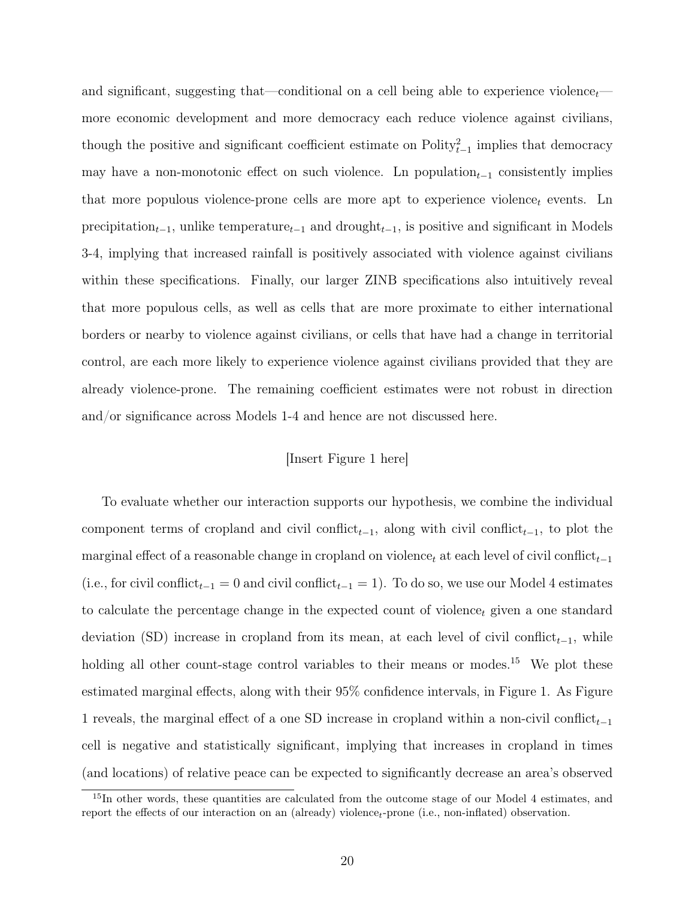and significant, suggesting that—conditional on a cell being able to experience violence$_t$—more economic development and more democracy each reduce violence against civilians, though the positive and significant coefficient estimate on Polity$^2_{t-1}$ implies that democracy may have a non-monotonic effect on such violence. Ln population$_{t-1}$ consistently implies that more populous violence-prone cells are more apt to experience violence$_t$ events. Ln precipitation$_{t-1}$, unlike temperature$_{t-1}$ and drought$_{t-1}$, is positive and significant in Models 3-4, implying that increased rainfall is positively associated with violence against civilians within these specifications. Finally, our larger ZINB specifications also intuitively reveal that more populous cells, as well as cells that are more proximate to either international borders or nearby to violence against civilians, or cells that have had a change in territorial control, are each more likely to experience violence against civilians provided that they are already violence-prone. The remaining coefficient estimates were not robust in direction and/or significance across Models 1-4 and hence are not discussed here.

[Insert Figure 1 here]

To evaluate whether our interaction supports our hypothesis, we combine the individual component terms of cropland and civil conflict$_{t-1}$, along with civil conflict$_{t-1}$, to plot the marginal effect of a reasonable change in cropland on violence$_t$ at each level of civil conflict$_{t-1}$ (i.e., for civil conflict$_{t-1} = 0$ and civil conflict$_{t-1} = 1$). To do so, we use our Model 4 estimates to calculate the percentage change in the expected count of violence$_t$ given a one standard deviation (SD) increase in cropland from its mean, at each level of civil conflict$_{t-1}$, while holding all other count-stage control variables to their means or modes.[15] We plot these estimated marginal effects, along with their 95% confidence intervals, in Figure 1. As Figure 1 reveals, the marginal effect of a one SD increase in cropland within a non-civil conflict$_{t-1}$ cell is negative and statistically significant, implying that increases in cropland in times (and locations) of relative peace can be expected to significantly decrease an area's observed

[15]In other words, these quantities are calculated from the outcome stage of our Model 4 estimates, and report the effects of our interaction on an (already) violence$_t$-prone (i.e., non-inflated) observation.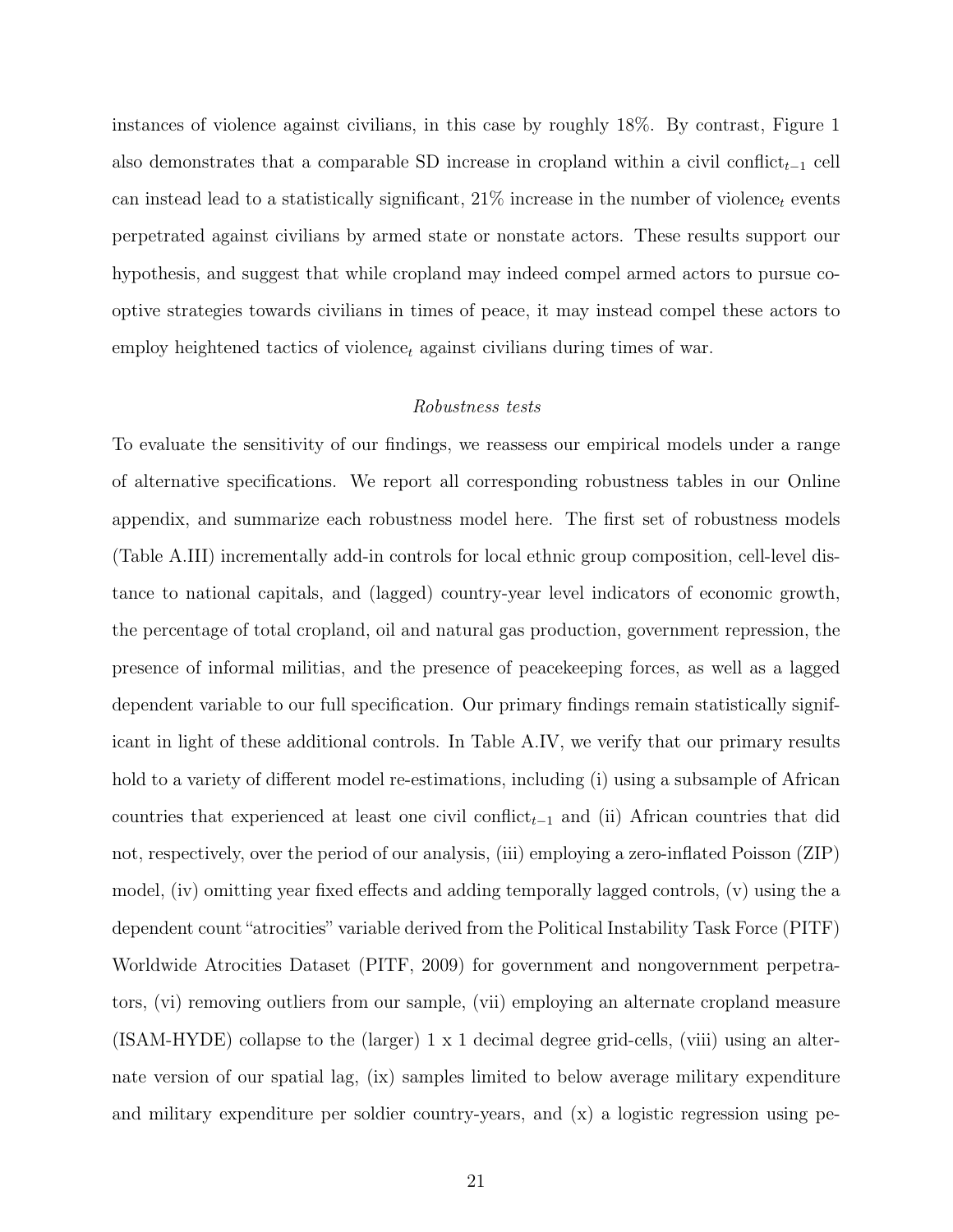instances of violence against civilians, in this case by roughly 18%. By contrast, Figure 1 also demonstrates that a comparable SD increase in cropland within a civil conflict$_{t-1}$ cell can instead lead to a statistically significant, 21% increase in the number of violence$_t$ events perpetrated against civilians by armed state or nonstate actors. These results support our hypothesis, and suggest that while cropland may indeed compel armed actors to pursue co-optive strategies towards civilians in times of peace, it may instead compel these actors to employ heightened tactics of violence$_t$ against civilians during times of war.

### *Robustness tests*

To evaluate the sensitivity of our findings, we reassess our empirical models under a range of alternative specifications. We report all corresponding robustness tables in our Online appendix, and summarize each robustness model here. The first set of robustness models (Table A.III) incrementally add-in controls for local ethnic group composition, cell-level distance to national capitals, and (lagged) country-year level indicators of economic growth, the percentage of total cropland, oil and natural gas production, government repression, the presence of informal militias, and the presence of peacekeeping forces, as well as a lagged dependent variable to our full specification. Our primary findings remain statistically significant in light of these additional controls. In Table A.IV, we verify that our primary results hold to a variety of different model re-estimations, including (i) using a subsample of African countries that experienced at least one civil conflict$_{t-1}$ and (ii) African countries that did not, respectively, over the period of our analysis, (iii) employing a zero-inflated Poisson (ZIP) model, (iv) omitting year fixed effects and adding temporally lagged controls, (v) using the a dependent count "atrocities" variable derived from the Political Instability Task Force (PITF) Worldwide Atrocities Dataset (PITF, 2009) for government and nongovernment perpetrators, (vi) removing outliers from our sample, (vii) employing an alternate cropland measure (ISAM-HYDE) collapse to the (larger) 1 x 1 decimal degree grid-cells, (viii) using an alternate version of our spatial lag, (ix) samples limited to below average military expenditure and military expenditure per soldier country-years, and (x) a logistic regression using pe-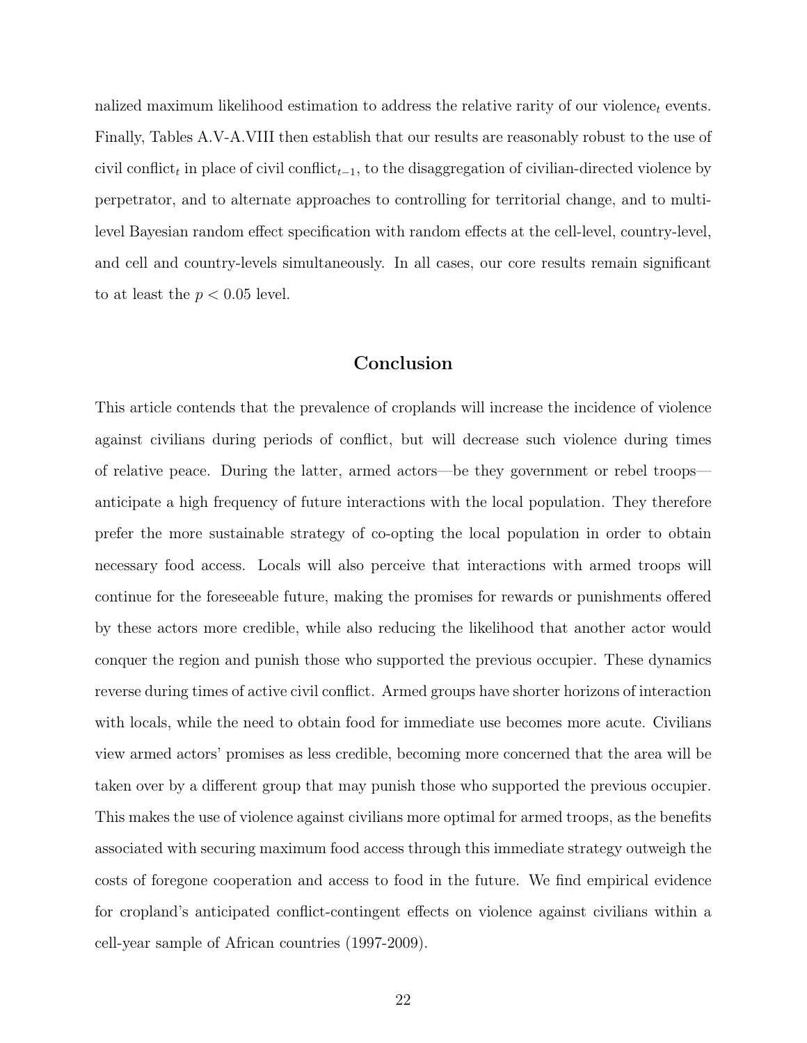nalized maximum likelihood estimation to address the relative rarity of our violence$_t$ events. Finally, Tables A.V-A.VIII then establish that our results are reasonably robust to the use of civil conflict$_t$ in place of civil conflict$_{t-1}$, to the disaggregation of civilian-directed violence by perpetrator, and to alternate approaches to controlling for territorial change, and to multi-level Bayesian random effect specification with random effects at the cell-level, country-level, and cell and country-levels simultaneously. In all cases, our core results remain significant to at least the $p < 0.05$ level.

## Conclusion

This article contends that the prevalence of croplands will increase the incidence of violence against civilians during periods of conflict, but will decrease such violence during times of relative peace. During the latter, armed actors—be they government or rebel troops—anticipate a high frequency of future interactions with the local population. They therefore prefer the more sustainable strategy of co-opting the local population in order to obtain necessary food access. Locals will also perceive that interactions with armed troops will continue for the foreseeable future, making the promises for rewards or punishments offered by these actors more credible, while also reducing the likelihood that another actor would conquer the region and punish those who supported the previous occupier. These dynamics reverse during times of active civil conflict. Armed groups have shorter horizons of interaction with locals, while the need to obtain food for immediate use becomes more acute. Civilians view armed actors' promises as less credible, becoming more concerned that the area will be taken over by a different group that may punish those who supported the previous occupier. This makes the use of violence against civilians more optimal for armed troops, as the benefits associated with securing maximum food access through this immediate strategy outweigh the costs of foregone cooperation and access to food in the future. We find empirical evidence for cropland's anticipated conflict-contingent effects on violence against civilians within a cell-year sample of African countries (1997-2009).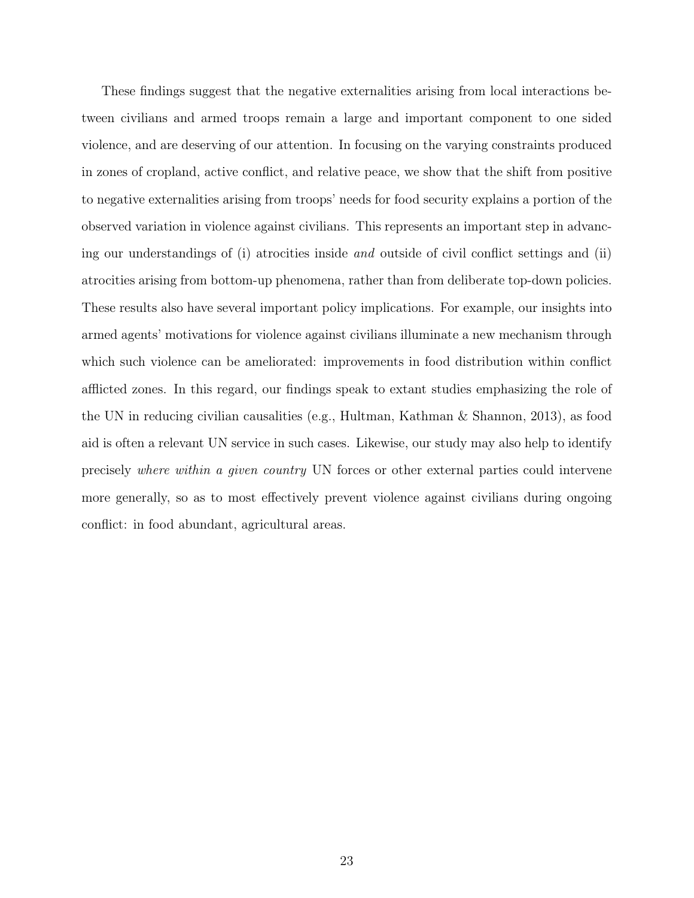These findings suggest that the negative externalities arising from local interactions between civilians and armed troops remain a large and important component to one sided violence, and are deserving of our attention. In focusing on the varying constraints produced in zones of cropland, active conflict, and relative peace, we show that the shift from positive to negative externalities arising from troops' needs for food security explains a portion of the observed variation in violence against civilians. This represents an important step in advancing our understandings of (i) atrocities inside *and* outside of civil conflict settings and (ii) atrocities arising from bottom-up phenomena, rather than from deliberate top-down policies. These results also have several important policy implications. For example, our insights into armed agents' motivations for violence against civilians illuminate a new mechanism through which such violence can be ameliorated: improvements in food distribution within conflict afflicted zones. In this regard, our findings speak to extant studies emphasizing the role of the UN in reducing civilian causalities (e.g., Hultman, Kathman & Shannon, 2013), as food aid is often a relevant UN service in such cases. Likewise, our study may also help to identify precisely *where within a given country* UN forces or other external parties could intervene more generally, so as to most effectively prevent violence against civilians during ongoing conflict: in food abundant, agricultural areas.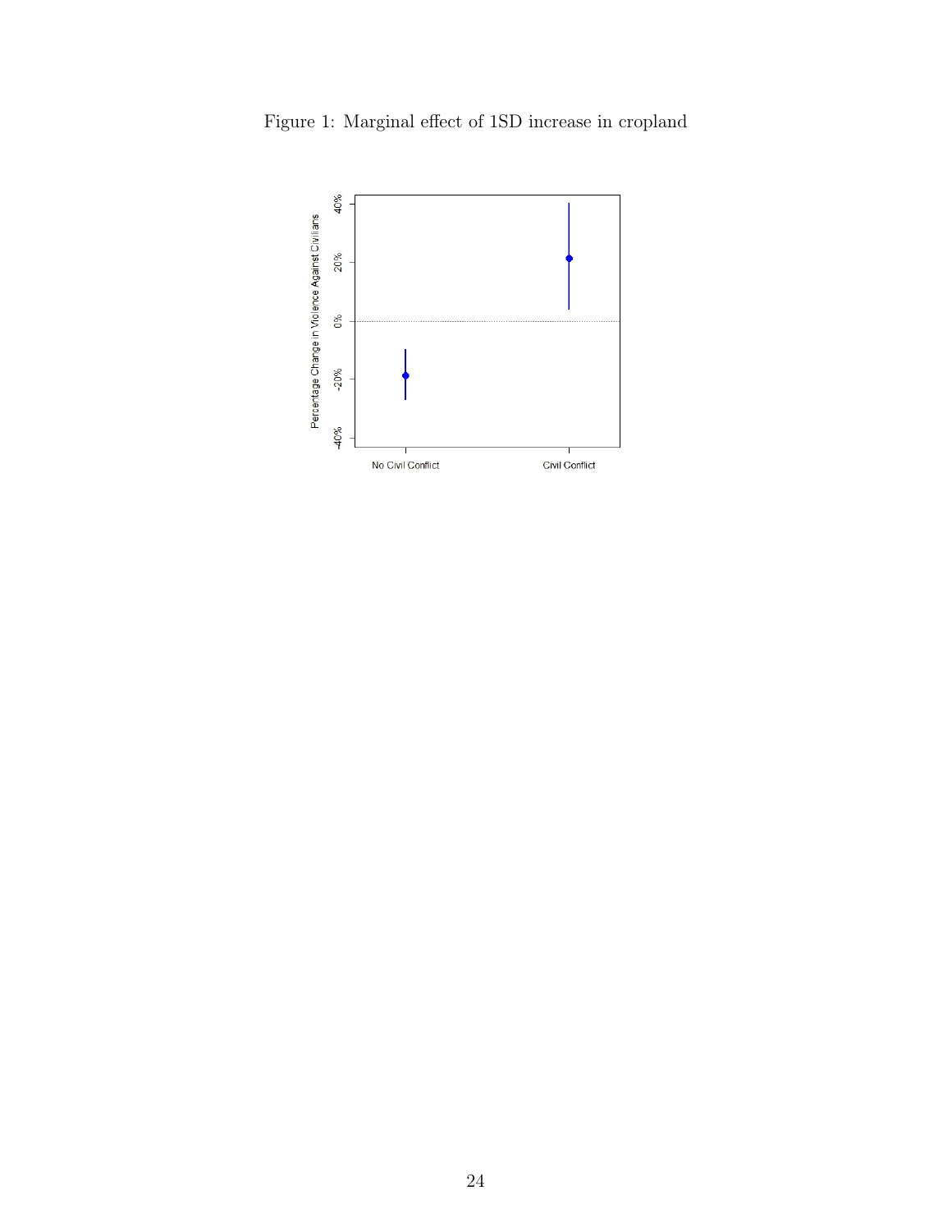Figure 1: Marginal effect of 1SD increase in cropland

Percentage Change in Violence Against Civilians

40%

20%

0%

-20%

-40%

No Civil Conflict

Civil Conflict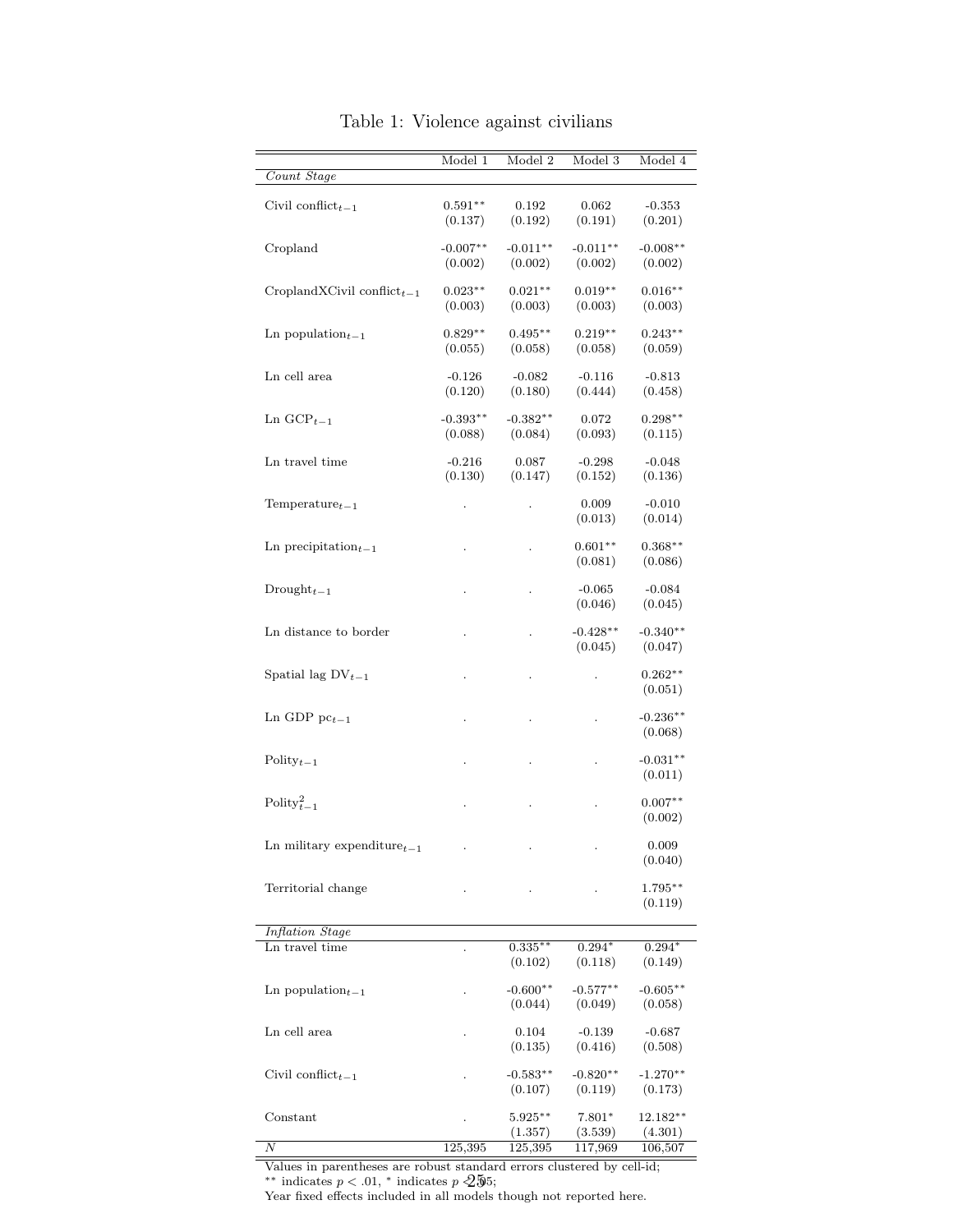Table 1: Violence against civilians

| | Model 1 | Model 2 | Model 3 | Model 4 |
|---|---|---|---|---|
| *Count Stage* | | | | |
| Civil conflict$_{t-1}$ | 0.591$^{**}$ | 0.192 | 0.062 | -0.353 |
| | (0.137) | (0.192) | (0.191) | (0.201) |
| Cropland | -0.007$^{**}$ | -0.011$^{**}$ | -0.011$^{**}$ | -0.008$^{**}$ |
| | (0.002) | (0.002) | (0.002) | (0.002) |
| CroplandXCivil conflict$_{t-1}$ | 0.023$^{**}$ | 0.021$^{**}$ | 0.019$^{**}$ | 0.016$^{**}$ |
| | (0.003) | (0.003) | (0.003) | (0.003) |
| Ln population$_{t-1}$ | 0.829$^{**}$ | 0.495$^{**}$ | 0.219$^{**}$ | 0.243$^{**}$ |
| | (0.055) | (0.058) | (0.058) | (0.059) |
| Ln cell area | -0.126 | -0.082 | -0.116 | -0.813 |
| | (0.120) | (0.180) | (0.444) | (0.458) |
| Ln GCP$_{t-1}$ | -0.393$^{**}$ | -0.382$^{**}$ | 0.072 | 0.298$^{**}$ |
| | (0.088) | (0.084) | (0.093) | (0.115) |
| Ln travel time | -0.216 | 0.087 | -0.298 | -0.048 |
| | (0.130) | (0.147) | (0.152) | (0.136) |
| Temperature$_{t-1}$ | . | . | 0.009 | -0.010 |
| | | | (0.013) | (0.014) |
| Ln precipitation$_{t-1}$ | . | . | 0.601$^{**}$ | 0.368$^{**}$ |
| | | | (0.081) | (0.086) |
| Drought$_{t-1}$ | . | . | -0.065 | -0.084 |
| | | | (0.046) | (0.045) |
| Ln distance to border | . | . | -0.428$^{**}$ | -0.340$^{**}$ |
| | | | (0.045) | (0.047) |
| Spatial lag DV$_{t-1}$ | . | . | . | 0.262$^{**}$ |
| | | | | (0.051) |
| Ln GDP pc$_{t-1}$ | . | . | . | -0.236$^{**}$ |
| | | | | (0.068) |
| Polity$_{t-1}$ | . | . | . | -0.031$^{**}$ |
| | | | | (0.011) |
| Polity$^2_{t-1}$ | . | . | . | 0.007$^{**}$ |
| | | | | (0.002) |
| Ln military expenditure$_{t-1}$ | . | . | . | 0.009 |
| | | | | (0.040) |
| Territorial change | . | . | . | 1.795$^{**}$ |
| | | | | (0.119) |
| *Inflation Stage* | | | | |
| Ln travel time | . | 0.335$^{**}$ | 0.294$^{*}$ | 0.294$^{*}$ |
| | | (0.102) | (0.118) | (0.149) |
| Ln population$_{t-1}$ | . | -0.600$^{**}$ | -0.577$^{**}$ | -0.605$^{**}$ |
| | | (0.044) | (0.049) | (0.058) |
| Ln cell area | . | 0.104 | -0.139 | -0.687 |
| | | (0.135) | (0.416) | (0.508) |
| Civil conflict$_{t-1}$ | . | -0.583$^{**}$ | -0.820$^{**}$ | -1.270$^{**}$ |
| | | (0.107) | (0.119) | (0.173) |
| Constant | . | 5.925$^{**}$ | 7.801$^{*}$ | 12.182$^{**}$ |
| | | (1.357) | (3.539) | (4.301) |
| *N* | 125,395 | 125,395 | 117,969 | 106,507 |

Values in parentheses are robust standard errors clustered by cell-id;
$^{**}$ indicates $p < .01$, $^{*}$ indicates $p < .05$;
Year fixed effects included in all models though not reported here.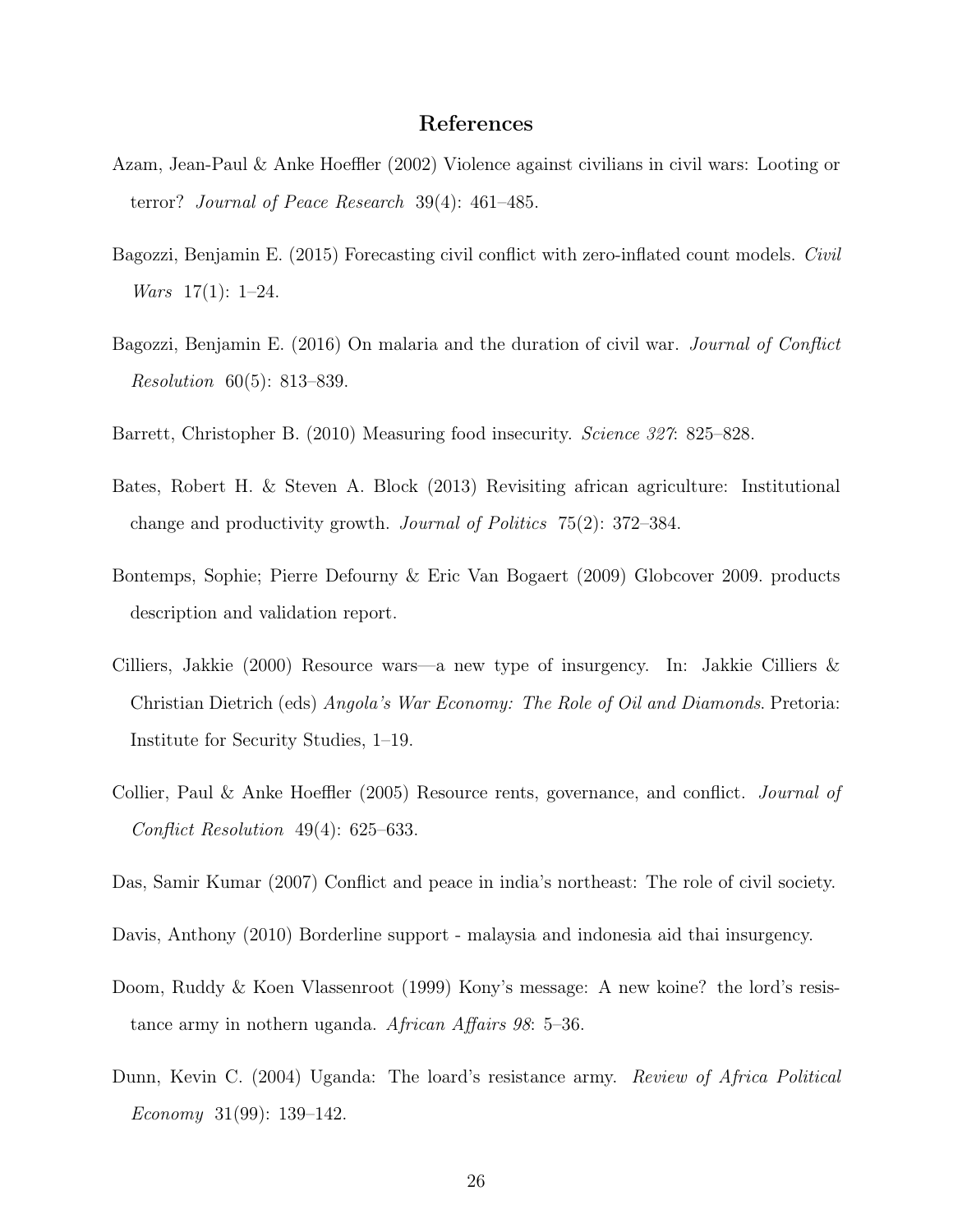## References

Azam, Jean-Paul & Anke Hoeffler (2002) Violence against civilians in civil wars: Looting or terror? *Journal of Peace Research* 39(4): 461–485.

Bagozzi, Benjamin E. (2015) Forecasting civil conflict with zero-inflated count models. *Civil Wars* 17(1): 1–24.

Bagozzi, Benjamin E. (2016) On malaria and the duration of civil war. *Journal of Conflict Resolution* 60(5): 813–839.

Barrett, Christopher B. (2010) Measuring food insecurity. *Science 327*: 825–828.

Bates, Robert H. & Steven A. Block (2013) Revisiting african agriculture: Institutional change and productivity growth. *Journal of Politics* 75(2): 372–384.

Bontemps, Sophie; Pierre Defourny & Eric Van Bogaert (2009) Globcover 2009. products description and validation report.

Cilliers, Jakkie (2000) Resource wars—a new type of insurgency. In: Jakkie Cilliers & Christian Dietrich (eds) *Angola's War Economy: The Role of Oil and Diamonds*. Pretoria: Institute for Security Studies, 1–19.

Collier, Paul & Anke Hoeffler (2005) Resource rents, governance, and conflict. *Journal of Conflict Resolution* 49(4): 625–633.

Das, Samir Kumar (2007) Conflict and peace in india's northeast: The role of civil society.

Davis, Anthony (2010) Borderline support - malaysia and indonesia aid thai insurgency.

Doom, Ruddy & Koen Vlassenroot (1999) Kony's message: A new koine? the lord's resistance army in nothern uganda. *African Affairs 98*: 5–36.

Dunn, Kevin C. (2004) Uganda: The loard's resistance army. *Review of Africa Political Economy* 31(99): 139–142.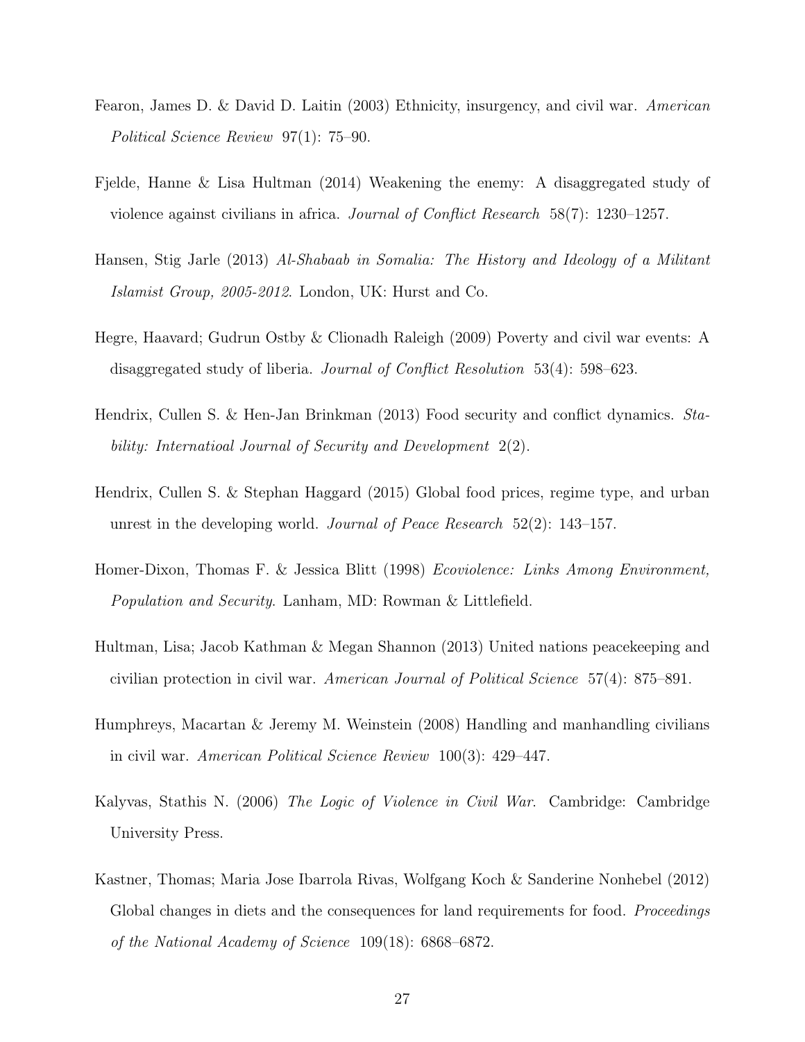Fearon, James D. & David D. Laitin (2003) Ethnicity, insurgency, and civil war. *American Political Science Review* 97(1): 75–90.

Fjelde, Hanne & Lisa Hultman (2014) Weakening the enemy: A disaggregated study of violence against civilians in africa. *Journal of Conflict Research* 58(7): 1230–1257.

Hansen, Stig Jarle (2013) *Al-Shabaab in Somalia: The History and Ideology of a Militant Islamist Group, 2005-2012*. London, UK: Hurst and Co.

Hegre, Haavard; Gudrun Ostby & Clionadh Raleigh (2009) Poverty and civil war events: A disaggregated study of liberia. *Journal of Conflict Resolution* 53(4): 598–623.

Hendrix, Cullen S. & Hen-Jan Brinkman (2013) Food security and conflict dynamics. *Stability: Internatioal Journal of Security and Development* 2(2).

Hendrix, Cullen S. & Stephan Haggard (2015) Global food prices, regime type, and urban unrest in the developing world. *Journal of Peace Research* 52(2): 143–157.

Homer-Dixon, Thomas F. & Jessica Blitt (1998) *Ecoviolence: Links Among Environment, Population and Security*. Lanham, MD: Rowman & Littlefield.

Hultman, Lisa; Jacob Kathman & Megan Shannon (2013) United nations peacekeeping and civilian protection in civil war. *American Journal of Political Science* 57(4): 875–891.

Humphreys, Macartan & Jeremy M. Weinstein (2008) Handling and manhandling civilians in civil war. *American Political Science Review* 100(3): 429–447.

Kalyvas, Stathis N. (2006) *The Logic of Violence in Civil War*. Cambridge: Cambridge University Press.

Kastner, Thomas; Maria Jose Ibarrola Rivas, Wolfgang Koch & Sanderine Nonhebel (2012) Global changes in diets and the consequences for land requirements for food. *Proceedings of the National Academy of Science* 109(18): 6868–6872.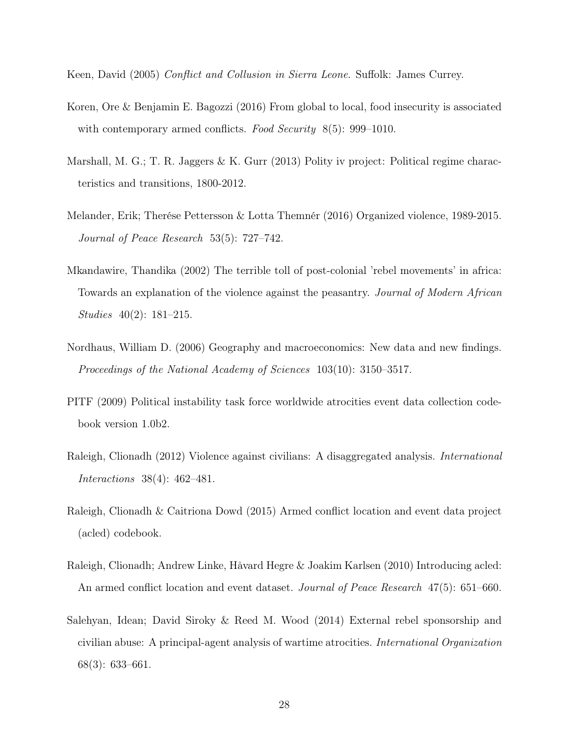Keen, David (2005) *Conflict and Collusion in Sierra Leone*. Suffolk: James Currey.

Koren, Ore & Benjamin E. Bagozzi (2016) From global to local, food insecurity is associated with contemporary armed conflicts. *Food Security* 8(5): 999–1010.

Marshall, M. G.; T. R. Jaggers & K. Gurr (2013) Polity iv project: Political regime characteristics and transitions, 1800-2012.

Melander, Erik; Therése Pettersson & Lotta Themnér (2016) Organized violence, 1989-2015. *Journal of Peace Research* 53(5): 727–742.

Mkandawire, Thandika (2002) The terrible toll of post-colonial 'rebel movements' in africa: Towards an explanation of the violence against the peasantry. *Journal of Modern African Studies* 40(2): 181–215.

Nordhaus, William D. (2006) Geography and macroeconomics: New data and new findings. *Proceedings of the National Academy of Sciences* 103(10): 3150–3517.

PITF (2009) Political instability task force worldwide atrocities event data collection codebook version 1.0b2.

Raleigh, Clionadh (2012) Violence against civilians: A disaggregated analysis. *International Interactions* 38(4): 462–481.

Raleigh, Clionadh & Caitriona Dowd (2015) Armed conflict location and event data project (acled) codebook.

Raleigh, Clionadh; Andrew Linke, Håvard Hegre & Joakim Karlsen (2010) Introducing acled: An armed conflict location and event dataset. *Journal of Peace Research* 47(5): 651–660.

Salehyan, Idean; David Siroky & Reed M. Wood (2014) External rebel sponsorship and civilian abuse: A principal-agent analysis of wartime atrocities. *International Organization* 68(3): 633–661.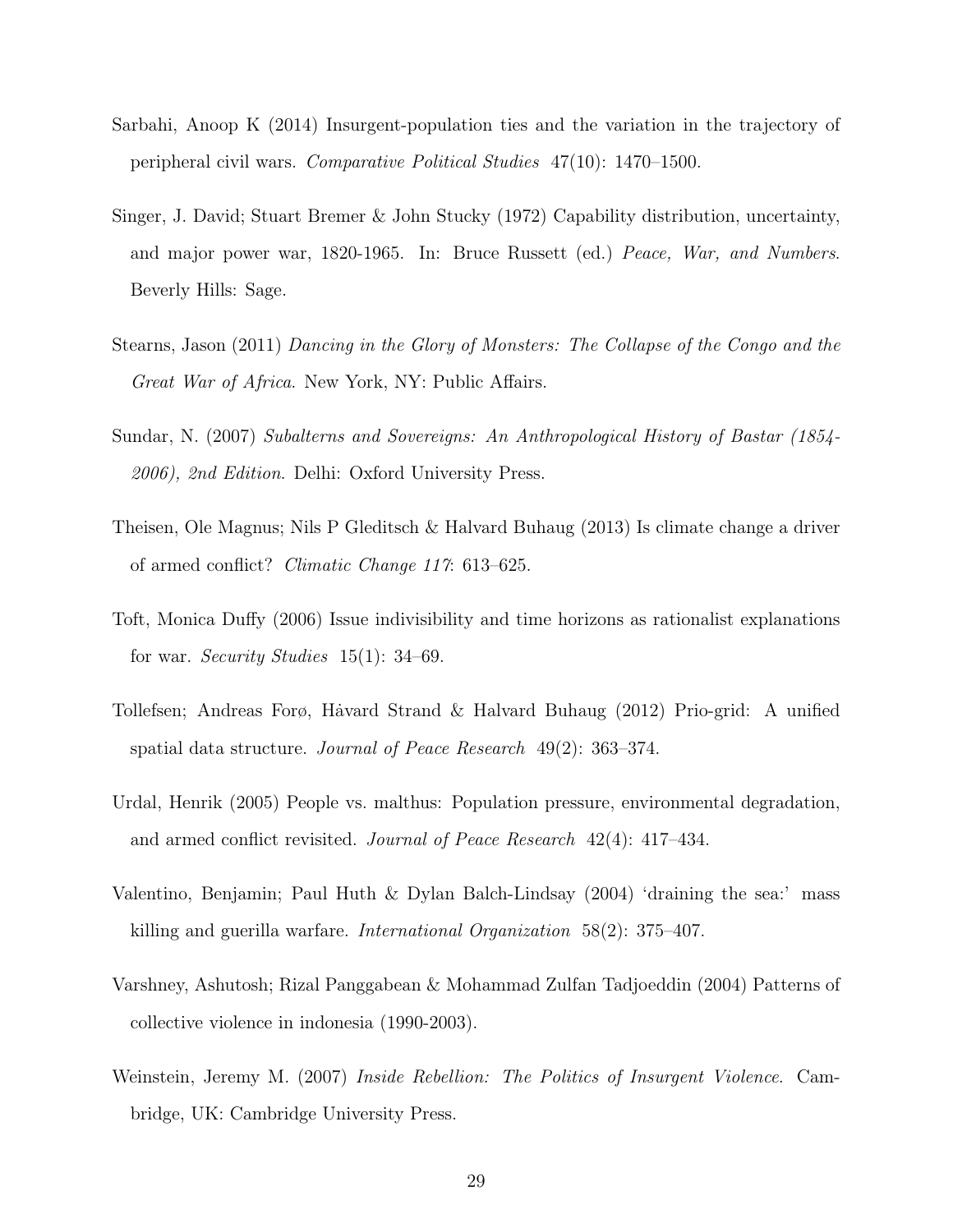Sarbahi, Anoop K (2014) Insurgent-population ties and the variation in the trajectory of peripheral civil wars. *Comparative Political Studies* 47(10): 1470–1500.

Singer, J. David; Stuart Bremer & John Stucky (1972) Capability distribution, uncertainty, and major power war, 1820-1965. In: Bruce Russett (ed.) *Peace, War, and Numbers*. Beverly Hills: Sage.

Stearns, Jason (2011) *Dancing in the Glory of Monsters: The Collapse of the Congo and the Great War of Africa*. New York, NY: Public Affairs.

Sundar, N. (2007) *Subalterns and Sovereigns: An Anthropological History of Bastar (1854-2006), 2nd Edition*. Delhi: Oxford University Press.

Theisen, Ole Magnus; Nils P Gleditsch & Halvard Buhaug (2013) Is climate change a driver of armed conflict? *Climatic Change 117*: 613–625.

Toft, Monica Duffy (2006) Issue indivisibility and time horizons as rationalist explanations for war. *Security Studies* 15(1): 34–69.

Tollefsen; Andreas Forø, Håvard Strand & Halvard Buhaug (2012) Prio-grid: A unified spatial data structure. *Journal of Peace Research* 49(2): 363–374.

Urdal, Henrik (2005) People vs. malthus: Population pressure, environmental degradation, and armed conflict revisited. *Journal of Peace Research* 42(4): 417–434.

Valentino, Benjamin; Paul Huth & Dylan Balch-Lindsay (2004) 'draining the sea:' mass killing and guerilla warfare. *International Organization* 58(2): 375–407.

Varshney, Ashutosh; Rizal Panggabean & Mohammad Zulfan Tadjoeddin (2004) Patterns of collective violence in indonesia (1990-2003).

Weinstein, Jeremy M. (2007) *Inside Rebellion: The Politics of Insurgent Violence*. Cambridge, UK: Cambridge University Press.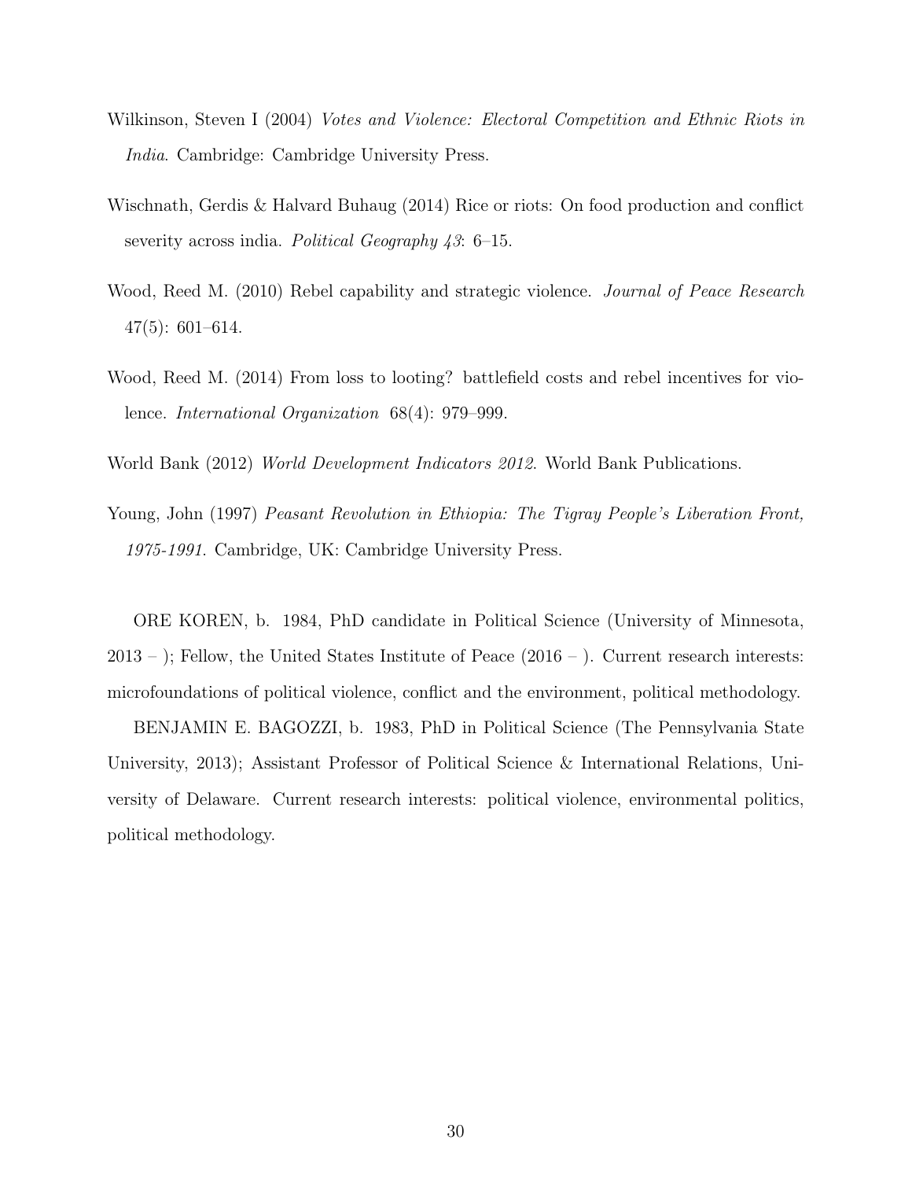Wilkinson, Steven I (2004) *Votes and Violence: Electoral Competition and Ethnic Riots in India*. Cambridge: Cambridge University Press.

Wischnath, Gerdis & Halvard Buhaug (2014) Rice or riots: On food production and conflict severity across india. *Political Geography 43*: 6–15.

Wood, Reed M. (2010) Rebel capability and strategic violence. *Journal of Peace Research* 47(5): 601–614.

Wood, Reed M. (2014) From loss to looting? battlefield costs and rebel incentives for violence. *International Organization* 68(4): 979–999.

World Bank (2012) *World Development Indicators 2012*. World Bank Publications.

Young, John (1997) *Peasant Revolution in Ethiopia: The Tigray People's Liberation Front, 1975-1991*. Cambridge, UK: Cambridge University Press.

ORE KOREN, b. 1984, PhD candidate in Political Science (University of Minnesota, 2013 – ); Fellow, the United States Institute of Peace (2016 – ). Current research interests: microfoundations of political violence, conflict and the environment, political methodology.

BENJAMIN E. BAGOZZI, b. 1983, PhD in Political Science (The Pennsylvania State University, 2013); Assistant Professor of Political Science & International Relations, University of Delaware. Current research interests: political violence, environmental politics, political methodology.